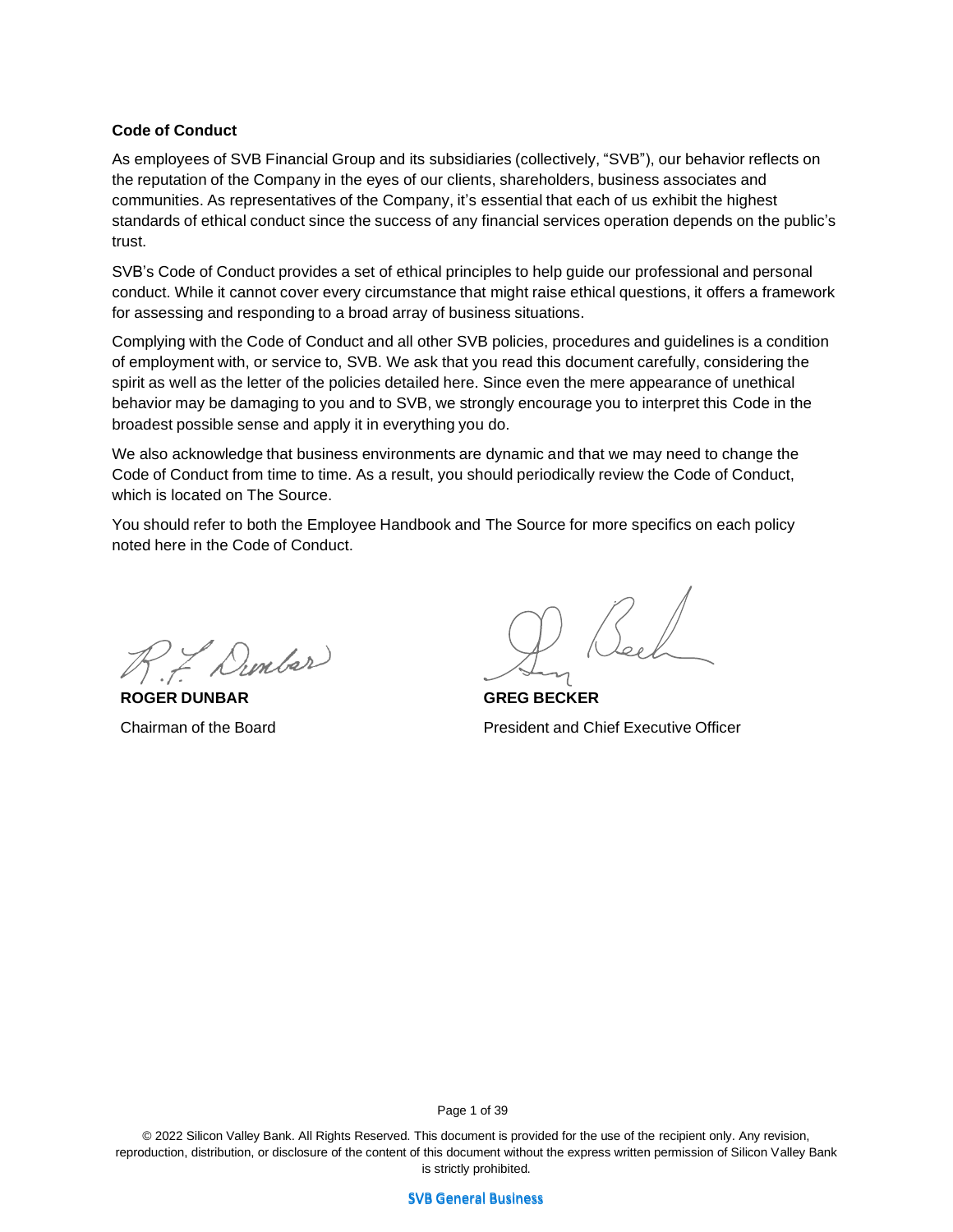## Code of Conduct

As employees of SVB Financial Group and its subsidiaries (collectively, "SVB"), our behavior reflects on the reputation of the Company in the eyes of our clients, shareholders, business associates and communities. As representatives of the Company, it's essential that each of us exhibit the highest standards of ethical conduct since the success of any financial services operation depends on the public's trust.

SVB's Code of Conduct provides a set of ethical principles to help guide our professional and personal conduct. While it cannot cover every circumstance that might raise ethical questions, it offers a framework for assessing and responding to a broad array of business situations.

Complying with the Code of Conduct and all other SVB policies, procedures and guidelines is a condition of employment with, or service to, SVB. We ask that you read this document carefully, considering the spirit as well as the letter of the policies detailed here. Since even the mere appearance of unethical behavior may be damaging to you and to SVB, we strongly encourage you to interpret this Code in the broadest possible sense and apply it in everything you do.

We also acknowledge that business environments are dynamic and that we may need to change the Code of Conduct from time to time. As a result, you should periodically review the Code of Conduct, which is located on The Source.

You should refer to both the Employee Handbook and The Source for more specifics on each policy noted here in the Code of Conduct.

**ROGER DUNBAR**
Chairman of the Board

**GREG BECKER**
President and Chief Executive Officer

© 2022 Silicon Valley Bank. All Rights Reserved. This document is provided for the use of the recipient only. Any revision, reproduction, distribution, or disclosure of the content of this document without the express written permission of Silicon Valley Bank is strictly prohibited.

SVB General Business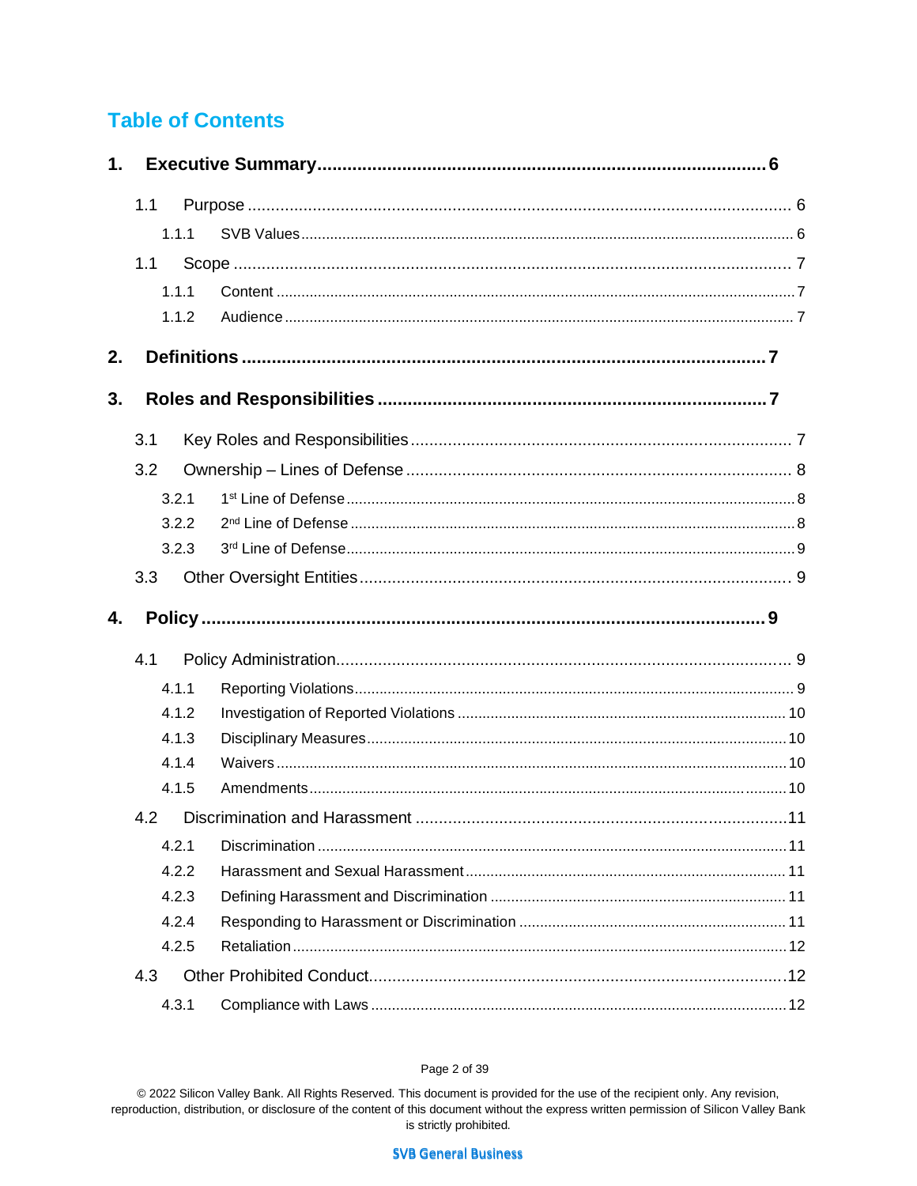# Table of Contents

**1. Executive Summary ........................................................ 6**

- 1.1 Purpose ........................................................ 6
  - 1.1.1 SVB Values ........................................................ 6
- 1.1 Scope ........................................................ 7
  - 1.1.1 Content ........................................................ 7
  - 1.1.2 Audience ........................................................ 7

**2. Definitions ........................................................ 7**

**3. Roles and Responsibilities ........................................................ 7**

- 3.1 Key Roles and Responsibilities ........................................................ 7
- 3.2 Ownership – Lines of Defense ........................................................ 8
  - 3.2.1 1st Line of Defense ........................................................ 8
  - 3.2.2 2nd Line of Defense ........................................................ 8
  - 3.2.3 3rd Line of Defense ........................................................ 9
- 3.3 Other Oversight Entities ........................................................ 9

**4. Policy ........................................................ 9**

- 4.1 Policy Administration ........................................................ 9
  - 4.1.1 Reporting Violations ........................................................ 9
  - 4.1.2 Investigation of Reported Violations ........................................................ 10
  - 4.1.3 Disciplinary Measures ........................................................ 10
  - 4.1.4 Waivers ........................................................ 10
  - 4.1.5 Amendments ........................................................ 10
- 4.2 Discrimination and Harassment ........................................................ 11
  - 4.2.1 Discrimination ........................................................ 11
  - 4.2.2 Harassment and Sexual Harassment ........................................................ 11
  - 4.2.3 Defining Harassment and Discrimination ........................................................ 11
  - 4.2.4 Responding to Harassment or Discrimination ........................................................ 11
  - 4.2.5 Retaliation ........................................................ 12
- 4.3 Other Prohibited Conduct ........................................................ 12
  - 4.3.1 Compliance with Laws ........................................................ 12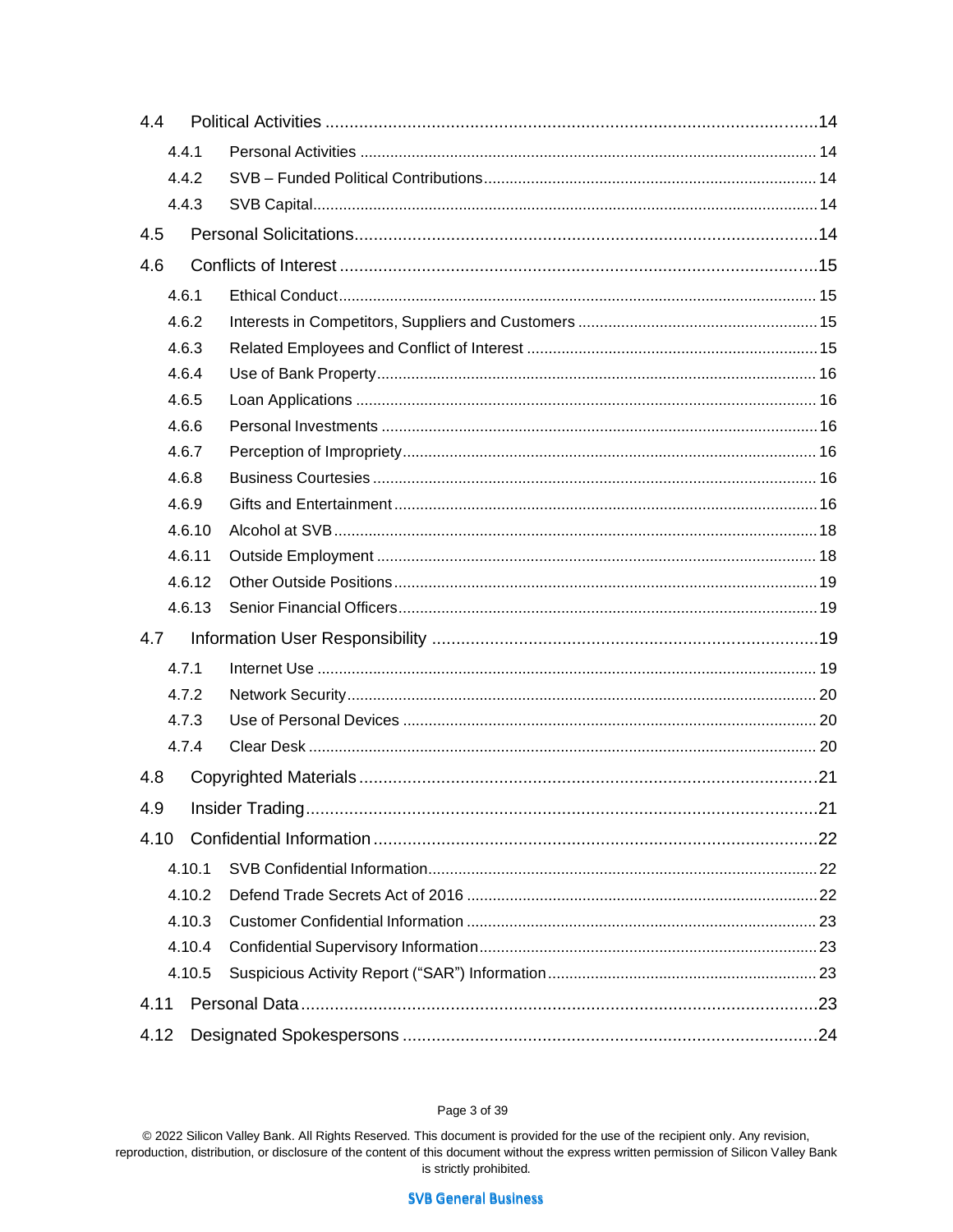4.4 Political Activities ....................................................................................................14

- 4.4.1 Personal Activities ......................................................................................................... 14
- 4.4.2 SVB – Funded Political Contributions............................................................................ 14
- 4.4.3 SVB Capital................................................................................................................... 14

4.5 Personal Solicitations.....................................................................................................14

4.6 Conflicts of Interest ........................................................................................................15

- 4.6.1 Ethical Conduct.............................................................................................................. 15
- 4.6.2 Interests in Competitors, Suppliers and Customers ....................................................... 15
- 4.6.3 Related Employees and Conflict of Interest ................................................................... 15
- 4.6.4 Use of Bank Property..................................................................................................... 16
- 4.6.5 Loan Applications .......................................................................................................... 16
- 4.6.6 Personal Investments .................................................................................................... 16
- 4.6.7 Perception of Impropriety............................................................................................... 16
- 4.6.8 Business Courtesies ...................................................................................................... 16
- 4.6.9 Gifts and Entertainment ................................................................................................. 16
- 4.6.10 Alcohol at SVB ............................................................................................................... 18
- 4.6.11 Outside Employment ..................................................................................................... 18
- 4.6.12 Other Outside Positions ................................................................................................. 19
- 4.6.13 Senior Financial Officers................................................................................................ 19

4.7 Information User Responsibility ...................................................................................19

- 4.7.1 Internet Use ................................................................................................................... 19
- 4.7.2 Network Security............................................................................................................ 20
- 4.7.3 Use of Personal Devices ............................................................................................... 20
- 4.7.4 Clear Desk ..................................................................................................................... 20

4.8 Copyrighted Materials ....................................................................................................21

4.9 Insider Trading................................................................................................................21

4.10 Confidential Information ................................................................................................22

- 4.10.1 SVB Confidential Information.......................................................................................... 22
- 4.10.2 Defend Trade Secrets Act of 2016 ................................................................................. 22
- 4.10.3 Customer Confidential Information ................................................................................ 23
- 4.10.4 Confidential Supervisory Information.............................................................................. 23
- 4.10.5 Suspicious Activity Report ("SAR") Information ............................................................. 23

4.11 Personal Data..................................................................................................................23

4.12 Designated Spokespersons ..........................................................................................24

© 2022 Silicon Valley Bank. All Rights Reserved. This document is provided for the use of the recipient only. Any revision, reproduction, distribution, or disclosure of the content of this document without the express written permission of Silicon Valley Bank is strictly prohibited.

SVB General Business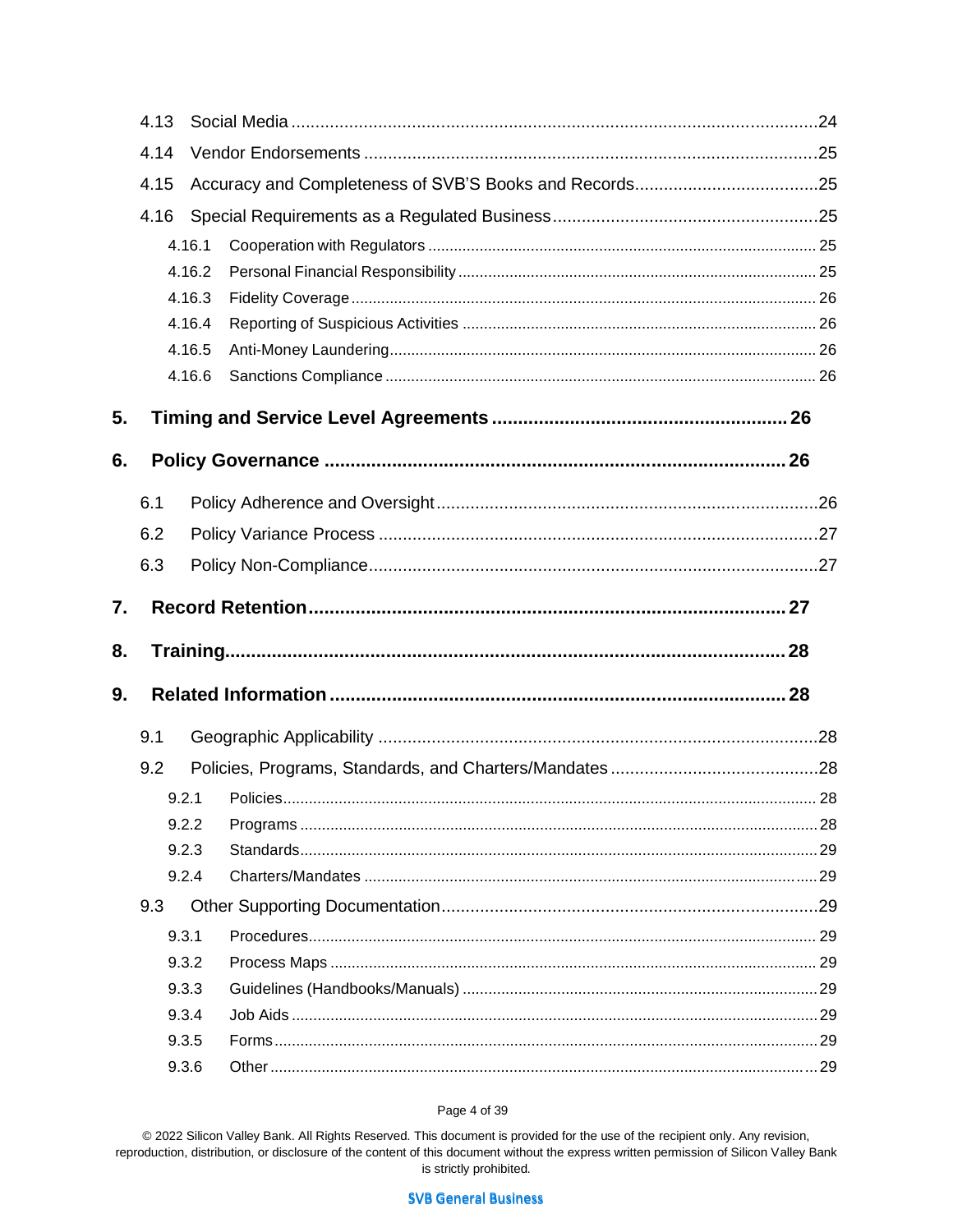4.13 Social Media ........................................................................................................24

4.14 Vendor Endorsements ...............................................................................................25

4.15 Accuracy and Completeness of SVB'S Books and Records......................................25

4.16 Special Requirements as a Regulated Business .......................................................25

4.16.1 Cooperation with Regulators ......................................................................... 25

4.16.2 Personal Financial Responsibility ................................................................... 25

4.16.3 Fidelity Coverage .......................................................................................... 26

4.16.4 Reporting of Suspicious Activities .................................................................. 26

4.16.5 Anti-Money Laundering.................................................................................. 26

4.16.6 Sanctions Compliance ................................................................................... 26

**5. Timing and Service Level Agreements ........................................................ 26**

**6. Policy Governance ....................................................................................... 26**

6.1 Policy Adherence and Oversight ...............................................................................26

6.2 Policy Variance Process ............................................................................................27

6.3 Policy Non-Compliance.............................................................................................27

**7. Record Retention........................................................................................... 27**

**8. Training......................................................................................................... 28**

**9. Related Information ...................................................................................... 28**

9.1 Geographic Applicability ...........................................................................................28

9.2 Policies, Programs, Standards, and Charters/Mandates ...........................................28

9.2.1 Policies........................................................................................................... 28

9.2.2 Programs ....................................................................................................... 28

9.2.3 Standards....................................................................................................... 29

9.2.4 Charters/Mandates ........................................................................................ 29

9.3 Other Supporting Documentation..............................................................................29

9.3.1 Procedures..................................................................................................... 29

9.3.2 Process Maps ................................................................................................ 29

9.3.3 Guidelines (Handbooks/Manuals) .................................................................. 29

9.3.4 Job Aids ......................................................................................................... 29

9.3.5 Forms............................................................................................................. 29

9.3.6 Other.............................................................................................................. 29

© 2022 Silicon Valley Bank. All Rights Reserved. This document is provided for the use of the recipient only. Any revision, reproduction, distribution, or disclosure of the content of this document without the express written permission of Silicon Valley Bank is strictly prohibited.

SVB General Business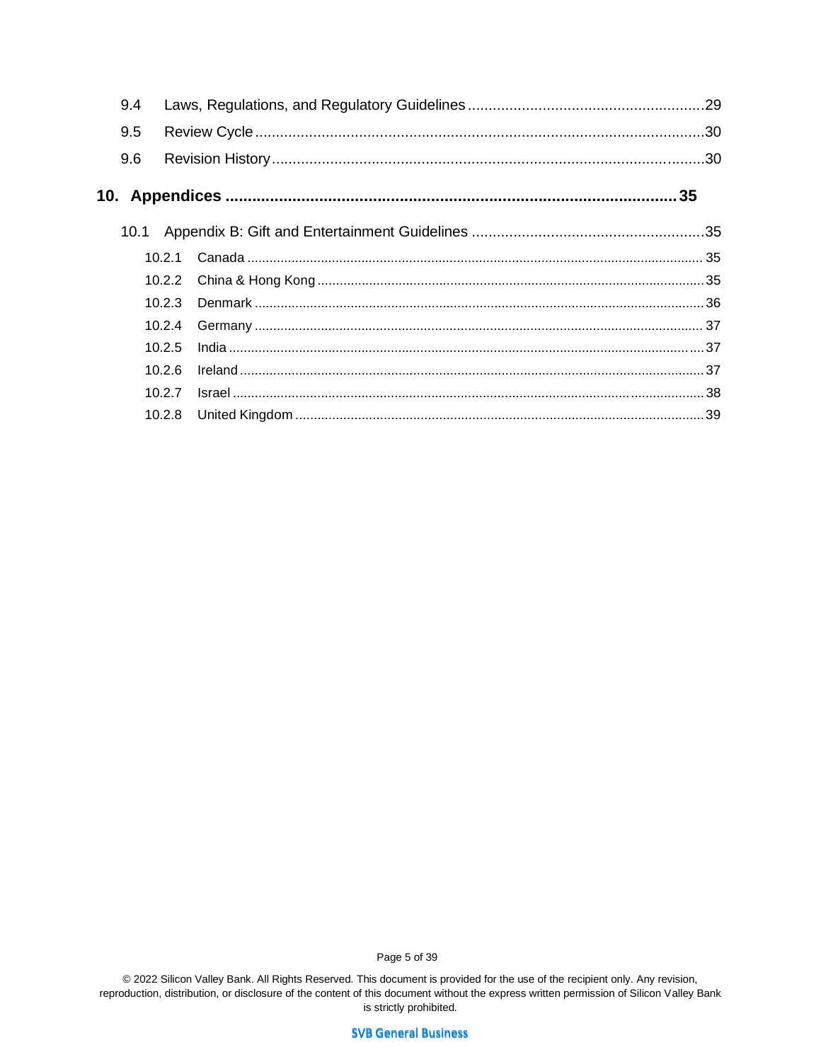9.4 Laws, Regulations, and Regulatory Guidelines ........................................................ 29

9.5 Review Cycle ........................................................................................................ 30

9.6 Revision History .................................................................................................... 30

**10. Appendices ............................................................................................ 35**

10.1 Appendix B: Gift and Entertainment Guidelines ....................................................... 35

10.2.1 Canada ........................................................................................................ 35

10.2.2 China & Hong Kong ...................................................................................... 35

10.2.3 Denmark ...................................................................................................... 36

10.2.4 Germany ...................................................................................................... 37

10.2.5 India ............................................................................................................ 37

10.2.6 Ireland ......................................................................................................... 37

10.2.7 Israel ........................................................................................................... 38

10.2.8 United Kingdom ............................................................................................ 39

© 2022 Silicon Valley Bank. All Rights Reserved. This document is provided for the use of the recipient only. Any revision, reproduction, distribution, or disclosure of the content of this document without the express written permission of Silicon Valley Bank is strictly prohibited.

SVB General Business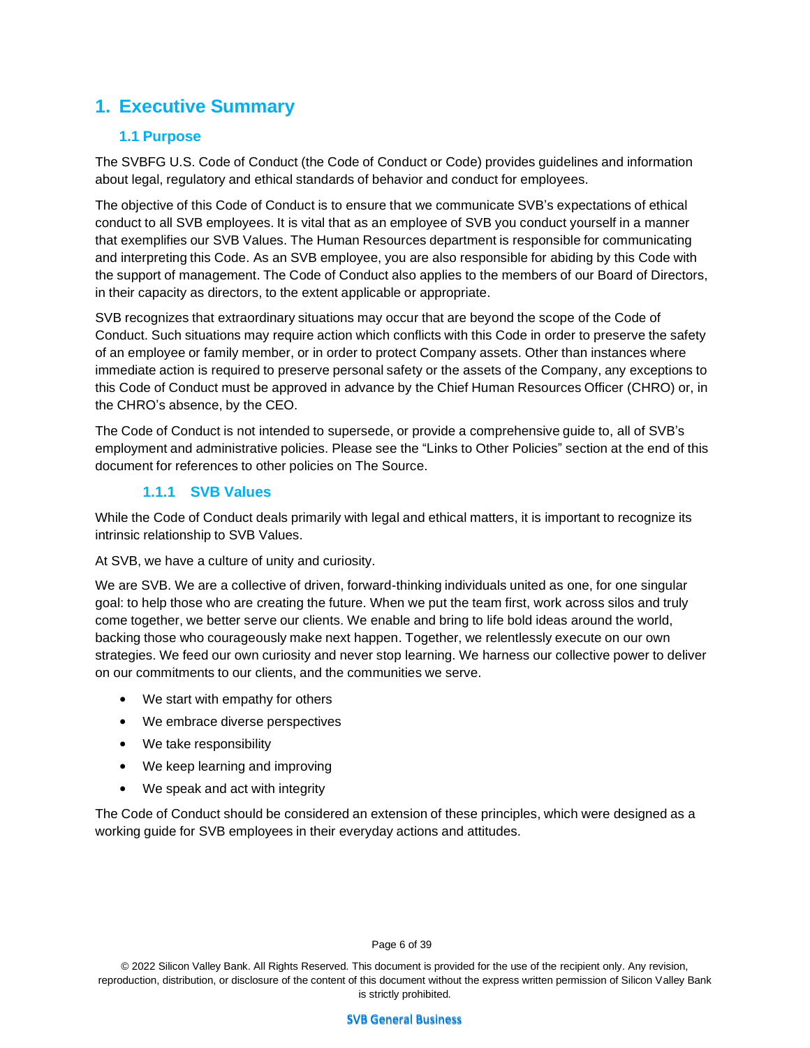# 1. Executive Summary

## 1.1 Purpose

The SVBFG U.S. Code of Conduct (the Code of Conduct or Code) provides guidelines and information about legal, regulatory and ethical standards of behavior and conduct for employees.

The objective of this Code of Conduct is to ensure that we communicate SVB's expectations of ethical conduct to all SVB employees. It is vital that as an employee of SVB you conduct yourself in a manner that exemplifies our SVB Values. The Human Resources department is responsible for communicating and interpreting this Code. As an SVB employee, you are also responsible for abiding by this Code with the support of management. The Code of Conduct also applies to the members of our Board of Directors, in their capacity as directors, to the extent applicable or appropriate.

SVB recognizes that extraordinary situations may occur that are beyond the scope of the Code of Conduct. Such situations may require action which conflicts with this Code in order to preserve the safety of an employee or family member, or in order to protect Company assets. Other than instances where immediate action is required to preserve personal safety or the assets of the Company, any exceptions to this Code of Conduct must be approved in advance by the Chief Human Resources Officer (CHRO) or, in the CHRO's absence, by the CEO.

The Code of Conduct is not intended to supersede, or provide a comprehensive guide to, all of SVB's employment and administrative policies. Please see the "Links to Other Policies" section at the end of this document for references to other policies on The Source.

### 1.1.1 SVB Values

While the Code of Conduct deals primarily with legal and ethical matters, it is important to recognize its intrinsic relationship to SVB Values.

At SVB, we have a culture of unity and curiosity.

We are SVB. We are a collective of driven, forward-thinking individuals united as one, for one singular goal: to help those who are creating the future. When we put the team first, work across silos and truly come together, we better serve our clients. We enable and bring to life bold ideas around the world, backing those who courageously make next happen. Together, we relentlessly execute on our own strategies. We feed our own curiosity and never stop learning. We harness our collective power to deliver on our commitments to our clients, and the communities we serve.

- We start with empathy for others
- We embrace diverse perspectives
- We take responsibility
- We keep learning and improving
- We speak and act with integrity

The Code of Conduct should be considered an extension of these principles, which were designed as a working guide for SVB employees in their everyday actions and attitudes.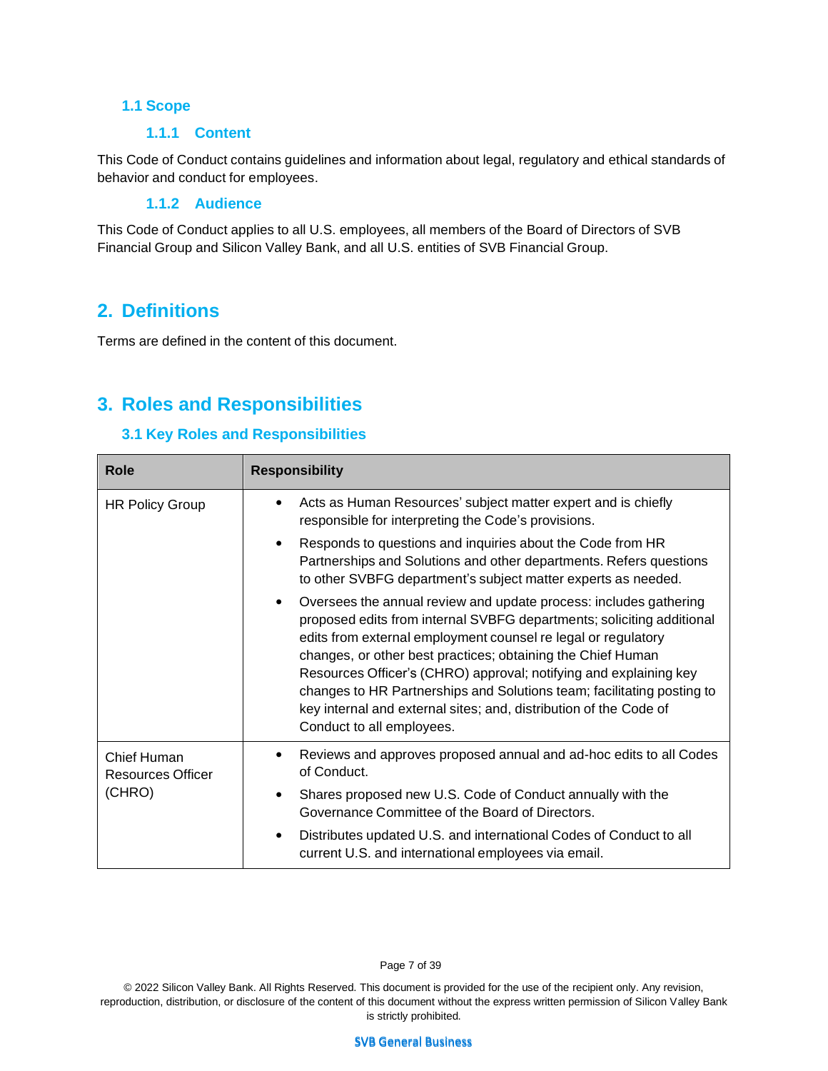### 1.1 Scope

#### 1.1.1 Content

This Code of Conduct contains guidelines and information about legal, regulatory and ethical standards of behavior and conduct for employees.

#### 1.1.2 Audience

This Code of Conduct applies to all U.S. employees, all members of the Board of Directors of SVB Financial Group and Silicon Valley Bank, and all U.S. entities of SVB Financial Group.

## 2. Definitions

Terms are defined in the content of this document.

## 3. Roles and Responsibilities

### 3.1 Key Roles and Responsibilities

| Role | Responsibility |
|---|---|
| HR Policy Group | • Acts as Human Resources' subject matter expert and is chiefly responsible for interpreting the Code's provisions.<br>• Responds to questions and inquiries about the Code from HR Partnerships and Solutions and other departments. Refers questions to other SVBFG department's subject matter experts as needed.<br>• Oversees the annual review and update process: includes gathering proposed edits from internal SVBFG departments; soliciting additional edits from external employment counsel re legal or regulatory changes, or other best practices; obtaining the Chief Human Resources Officer's (CHRO) approval; notifying and explaining key changes to HR Partnerships and Solutions team; facilitating posting to key internal and external sites; and, distribution of the Code of Conduct to all employees. |
| Chief Human Resources Officer (CHRO) | • Reviews and approves proposed annual and ad-hoc edits to all Codes of Conduct.<br>• Shares proposed new U.S. Code of Conduct annually with the Governance Committee of the Board of Directors.<br>• Distributes updated U.S. and international Codes of Conduct to all current U.S. and international employees via email. |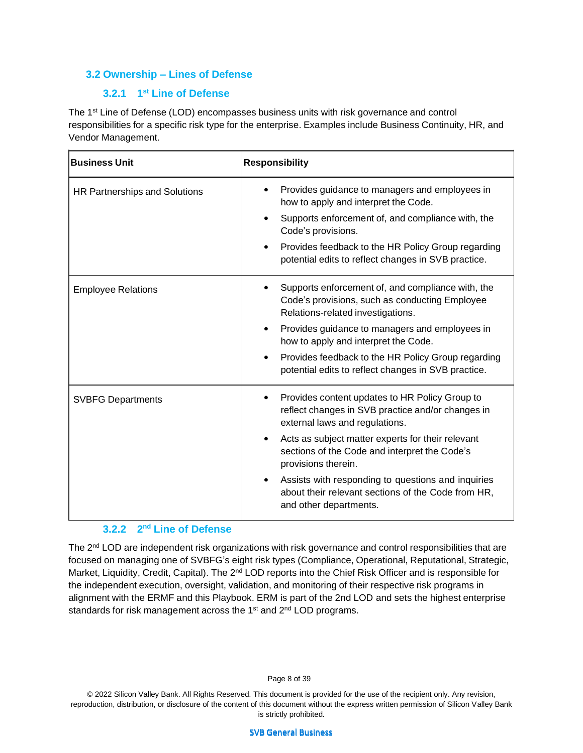## 3.2 Ownership – Lines of Defense

### 3.2.1 1st Line of Defense

The 1st Line of Defense (LOD) encompasses business units with risk governance and control responsibilities for a specific risk type for the enterprise. Examples include Business Continuity, HR, and Vendor Management.

| Business Unit | Responsibility |
|---|---|
| HR Partnerships and Solutions | • Provides guidance to managers and employees in how to apply and interpret the Code.<br>• Supports enforcement of, and compliance with, the Code's provisions.<br>• Provides feedback to the HR Policy Group regarding potential edits to reflect changes in SVB practice. |
| Employee Relations | • Supports enforcement of, and compliance with, the Code's provisions, such as conducting Employee Relations-related investigations.<br>• Provides guidance to managers and employees in how to apply and interpret the Code.<br>• Provides feedback to the HR Policy Group regarding potential edits to reflect changes in SVB practice. |
| SVBFG Departments | • Provides content updates to HR Policy Group to reflect changes in SVB practice and/or changes in external laws and regulations.<br>• Acts as subject matter experts for their relevant sections of the Code and interpret the Code's provisions therein.<br>• Assists with responding to questions and inquiries about their relevant sections of the Code from HR, and other departments. |

### 3.2.2 2nd Line of Defense

The 2nd LOD are independent risk organizations with risk governance and control responsibilities that are focused on managing one of SVBFG's eight risk types (Compliance, Operational, Reputational, Strategic, Market, Liquidity, Credit, Capital). The 2nd LOD reports into the Chief Risk Officer and is responsible for the independent execution, oversight, validation, and monitoring of their respective risk programs in alignment with the ERMF and this Playbook. ERM is part of the 2nd LOD and sets the highest enterprise standards for risk management across the 1st and 2nd LOD programs.

© 2022 Silicon Valley Bank. All Rights Reserved. This document is provided for the use of the recipient only. Any revision, reproduction, distribution, or disclosure of the content of this document without the express written permission of Silicon Valley Bank is strictly prohibited.

SVB General Business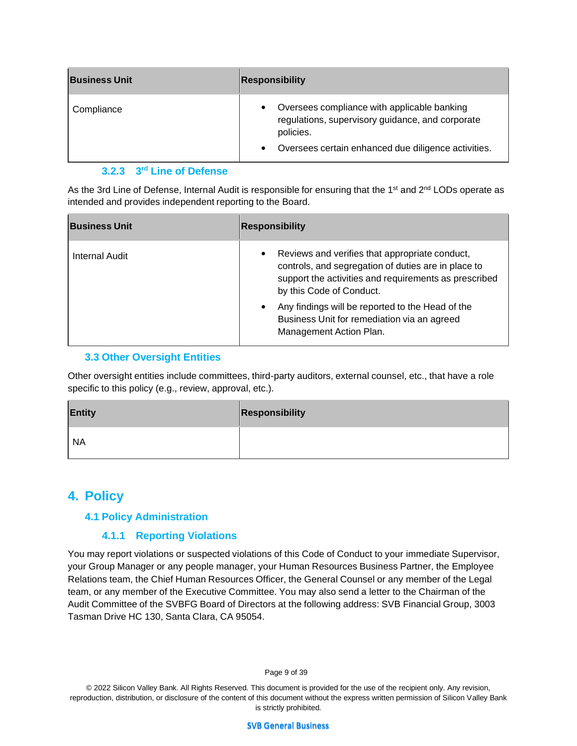| Business Unit | Responsibility |
| --- | --- |
| Compliance | • Oversees compliance with applicable banking regulations, supervisory guidance, and corporate policies.<br>• Oversees certain enhanced due diligence activities. |

#### 3.2.3 3rd Line of Defense

As the 3rd Line of Defense, Internal Audit is responsible for ensuring that the 1st and 2nd LODs operate as intended and provides independent reporting to the Board.

| Business Unit | Responsibility |
| --- | --- |
| Internal Audit | • Reviews and verifies that appropriate conduct, controls, and segregation of duties are in place to support the activities and requirements as prescribed by this Code of Conduct.<br>• Any findings will be reported to the Head of the Business Unit for remediation via an agreed Management Action Plan. |

### 3.3 Other Oversight Entities

Other oversight entities include committees, third-party auditors, external counsel, etc., that have a role specific to this policy (e.g., review, approval, etc.).

| Entity | Responsibility |
| --- | --- |
| NA | |

## 4. Policy

### 4.1 Policy Administration

#### 4.1.1 Reporting Violations

You may report violations or suspected violations of this Code of Conduct to your immediate Supervisor, your Group Manager or any people manager, your Human Resources Business Partner, the Employee Relations team, the Chief Human Resources Officer, the General Counsel or any member of the Legal team, or any member of the Executive Committee. You may also send a letter to the Chairman of the Audit Committee of the SVBFG Board of Directors at the following address: SVB Financial Group, 3003 Tasman Drive HC 130, Santa Clara, CA 95054.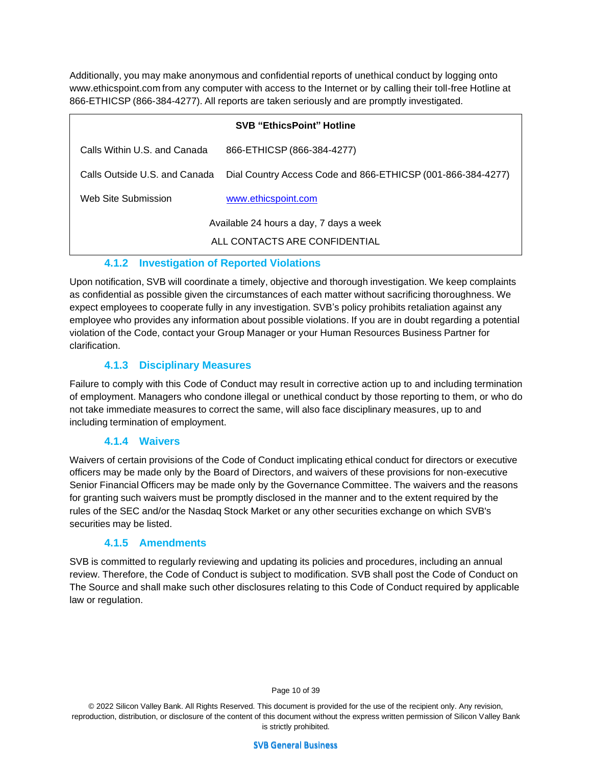Additionally, you may make anonymous and confidential reports of unethical conduct by logging onto www.ethicspoint.com from any computer with access to the Internet or by calling their toll-free Hotline at 866-ETHICSP (866-384-4277). All reports are taken seriously and are promptly investigated.

| SVB "EthicsPoint" Hotline | |
|---|---|
| Calls Within U.S. and Canada | 866-ETHICSP (866-384-4277) |
| Calls Outside U.S. and Canada | Dial Country Access Code and 866-ETHICSP (001-866-384-4277) |
| Web Site Submission | [www.ethicspoint.com](http://www.ethicspoint.com) |
| Available 24 hours a day, 7 days a week | |
| ALL CONTACTS ARE CONFIDENTIAL | |

#### 4.1.2 Investigation of Reported Violations

Upon notification, SVB will coordinate a timely, objective and thorough investigation. We keep complaints as confidential as possible given the circumstances of each matter without sacrificing thoroughness. We expect employees to cooperate fully in any investigation. SVB's policy prohibits retaliation against any employee who provides any information about possible violations. If you are in doubt regarding a potential violation of the Code, contact your Group Manager or your Human Resources Business Partner for clarification.

#### 4.1.3 Disciplinary Measures

Failure to comply with this Code of Conduct may result in corrective action up to and including termination of employment. Managers who condone illegal or unethical conduct by those reporting to them, or who do not take immediate measures to correct the same, will also face disciplinary measures, up to and including termination of employment.

#### 4.1.4 Waivers

Waivers of certain provisions of the Code of Conduct implicating ethical conduct for directors or executive officers may be made only by the Board of Directors, and waivers of these provisions for non-executive Senior Financial Officers may be made only by the Governance Committee. The waivers and the reasons for granting such waivers must be promptly disclosed in the manner and to the extent required by the rules of the SEC and/or the Nasdaq Stock Market or any other securities exchange on which SVB's securities may be listed.

#### 4.1.5 Amendments

SVB is committed to regularly reviewing and updating its policies and procedures, including an annual review. Therefore, the Code of Conduct is subject to modification. SVB shall post the Code of Conduct on The Source and shall make such other disclosures relating to this Code of Conduct required by applicable law or regulation.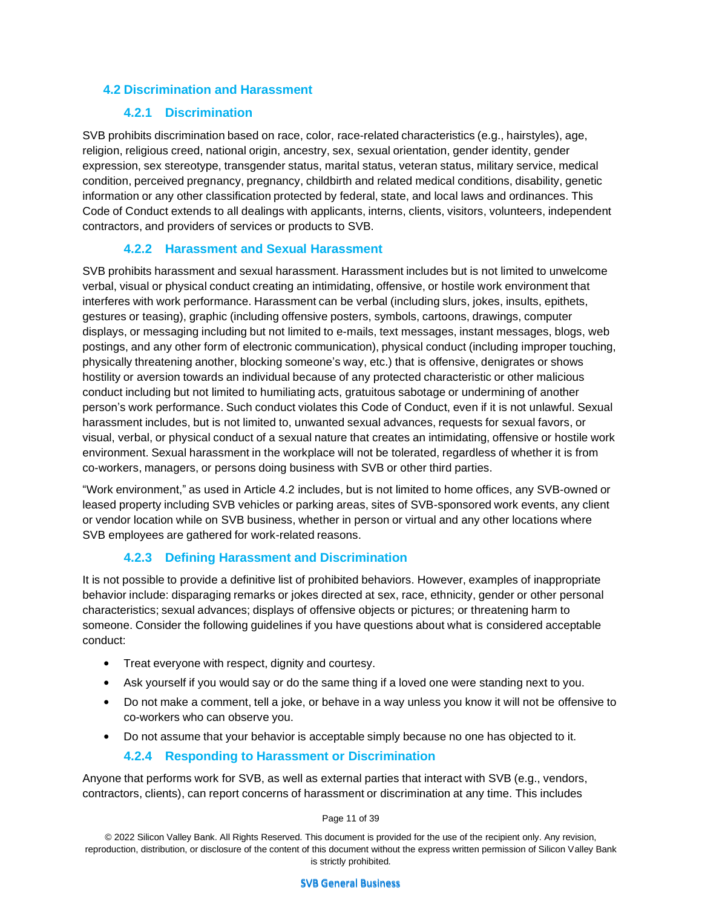## 4.2 Discrimination and Harassment

### 4.2.1 Discrimination

SVB prohibits discrimination based on race, color, race-related characteristics (e.g., hairstyles), age, religion, religious creed, national origin, ancestry, sex, sexual orientation, gender identity, gender expression, sex stereotype, transgender status, marital status, veteran status, military service, medical condition, perceived pregnancy, pregnancy, childbirth and related medical conditions, disability, genetic information or any other classification protected by federal, state, and local laws and ordinances. This Code of Conduct extends to all dealings with applicants, interns, clients, visitors, volunteers, independent contractors, and providers of services or products to SVB.

### 4.2.2 Harassment and Sexual Harassment

SVB prohibits harassment and sexual harassment. Harassment includes but is not limited to unwelcome verbal, visual or physical conduct creating an intimidating, offensive, or hostile work environment that interferes with work performance. Harassment can be verbal (including slurs, jokes, insults, epithets, gestures or teasing), graphic (including offensive posters, symbols, cartoons, drawings, computer displays, or messaging including but not limited to e-mails, text messages, instant messages, blogs, web postings, and any other form of electronic communication), physical conduct (including improper touching, physically threatening another, blocking someone's way, etc.) that is offensive, denigrates or shows hostility or aversion towards an individual because of any protected characteristic or other malicious conduct including but not limited to humiliating acts, gratuitous sabotage or undermining of another person's work performance. Such conduct violates this Code of Conduct, even if it is not unlawful. Sexual harassment includes, but is not limited to, unwanted sexual advances, requests for sexual favors, or visual, verbal, or physical conduct of a sexual nature that creates an intimidating, offensive or hostile work environment. Sexual harassment in the workplace will not be tolerated, regardless of whether it is from co-workers, managers, or persons doing business with SVB or other third parties.

"Work environment," as used in Article 4.2 includes, but is not limited to home offices, any SVB-owned or leased property including SVB vehicles or parking areas, sites of SVB-sponsored work events, any client or vendor location while on SVB business, whether in person or virtual and any other locations where SVB employees are gathered for work-related reasons.

### 4.2.3 Defining Harassment and Discrimination

It is not possible to provide a definitive list of prohibited behaviors. However, examples of inappropriate behavior include: disparaging remarks or jokes directed at sex, race, ethnicity, gender or other personal characteristics; sexual advances; displays of offensive objects or pictures; or threatening harm to someone. Consider the following guidelines if you have questions about what is considered acceptable conduct:

- Treat everyone with respect, dignity and courtesy.
- Ask yourself if you would say or do the same thing if a loved one were standing next to you.
- Do not make a comment, tell a joke, or behave in a way unless you know it will not be offensive to co-workers who can observe you.
- Do not assume that your behavior is acceptable simply because no one has objected to it.

### 4.2.4 Responding to Harassment or Discrimination

Anyone that performs work for SVB, as well as external parties that interact with SVB (e.g., vendors, contractors, clients), can report concerns of harassment or discrimination at any time. This includes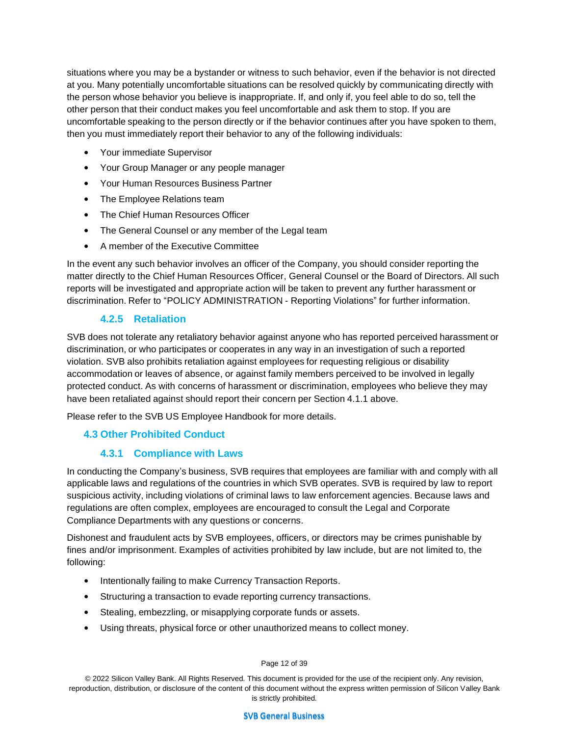situations where you may be a bystander or witness to such behavior, even if the behavior is not directed at you. Many potentially uncomfortable situations can be resolved quickly by communicating directly with the person whose behavior you believe is inappropriate. If, and only if, you feel able to do so, tell the other person that their conduct makes you feel uncomfortable and ask them to stop. If you are uncomfortable speaking to the person directly or if the behavior continues after you have spoken to them, then you must immediately report their behavior to any of the following individuals:

- Your immediate Supervisor
- Your Group Manager or any people manager
- Your Human Resources Business Partner
- The Employee Relations team
- The Chief Human Resources Officer
- The General Counsel or any member of the Legal team
- A member of the Executive Committee

In the event any such behavior involves an officer of the Company, you should consider reporting the matter directly to the Chief Human Resources Officer, General Counsel or the Board of Directors. All such reports will be investigated and appropriate action will be taken to prevent any further harassment or discrimination. Refer to "POLICY ADMINISTRATION - Reporting Violations" for further information.

### 4.2.5 Retaliation

SVB does not tolerate any retaliatory behavior against anyone who has reported perceived harassment or discrimination, or who participates or cooperates in any way in an investigation of such a reported violation. SVB also prohibits retaliation against employees for requesting religious or disability accommodation or leaves of absence, or against family members perceived to be involved in legally protected conduct. As with concerns of harassment or discrimination, employees who believe they may have been retaliated against should report their concern per Section 4.1.1 above.

Please refer to the SVB US Employee Handbook for more details.

## 4.3 Other Prohibited Conduct

### 4.3.1 Compliance with Laws

In conducting the Company's business, SVB requires that employees are familiar with and comply with all applicable laws and regulations of the countries in which SVB operates. SVB is required by law to report suspicious activity, including violations of criminal laws to law enforcement agencies. Because laws and regulations are often complex, employees are encouraged to consult the Legal and Corporate Compliance Departments with any questions or concerns.

Dishonest and fraudulent acts by SVB employees, officers, or directors may be crimes punishable by fines and/or imprisonment. Examples of activities prohibited by law include, but are not limited to, the following:

- Intentionally failing to make Currency Transaction Reports.
- Structuring a transaction to evade reporting currency transactions.
- Stealing, embezzling, or misapplying corporate funds or assets.
- Using threats, physical force or other unauthorized means to collect money.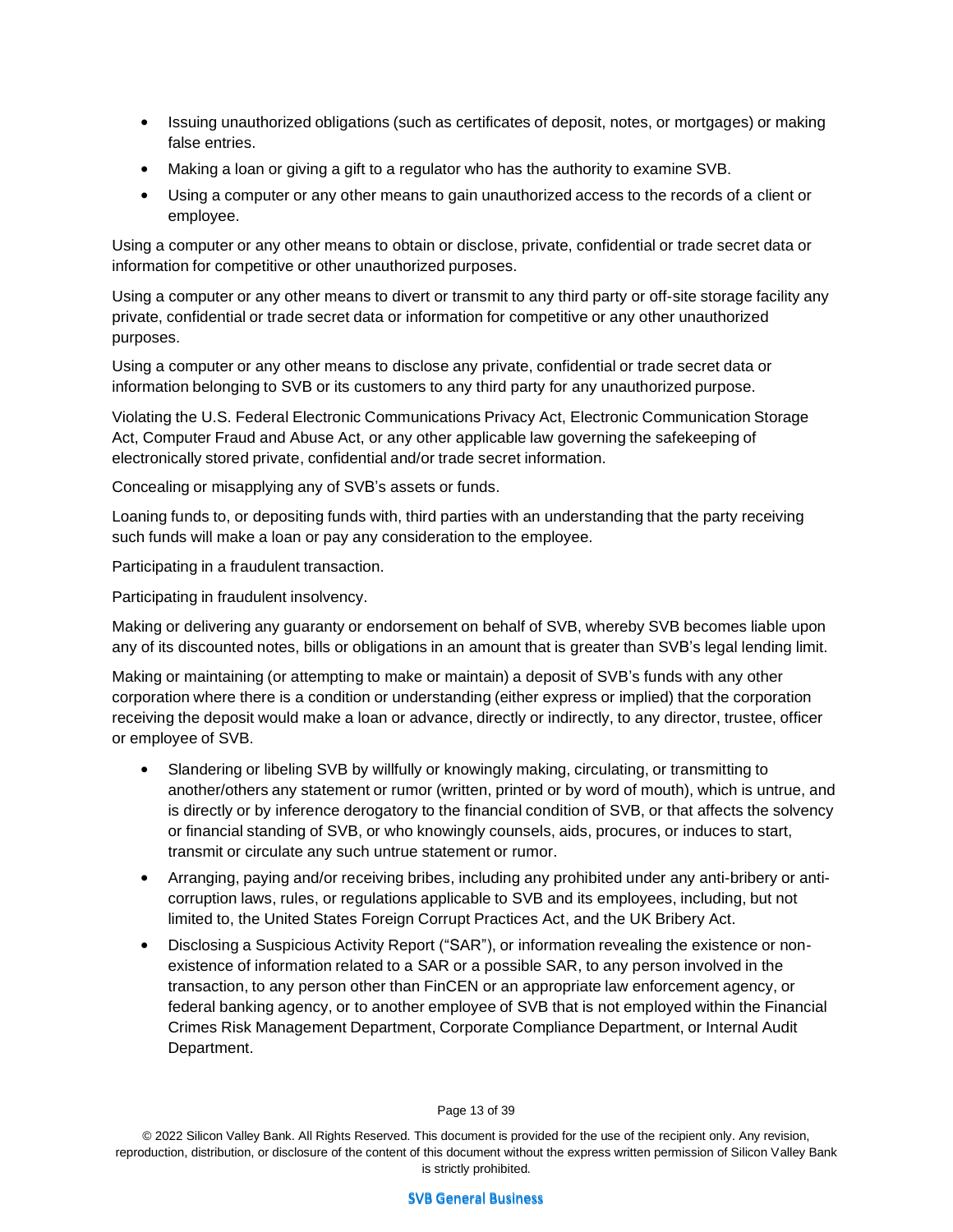- Issuing unauthorized obligations (such as certificates of deposit, notes, or mortgages) or making false entries.
- Making a loan or giving a gift to a regulator who has the authority to examine SVB.
- Using a computer or any other means to gain unauthorized access to the records of a client or employee.

Using a computer or any other means to obtain or disclose, private, confidential or trade secret data or information for competitive or other unauthorized purposes.

Using a computer or any other means to divert or transmit to any third party or off-site storage facility any private, confidential or trade secret data or information for competitive or any other unauthorized purposes.

Using a computer or any other means to disclose any private, confidential or trade secret data or information belonging to SVB or its customers to any third party for any unauthorized purpose.

Violating the U.S. Federal Electronic Communications Privacy Act, Electronic Communication Storage Act, Computer Fraud and Abuse Act, or any other applicable law governing the safekeeping of electronically stored private, confidential and/or trade secret information.

Concealing or misapplying any of SVB's assets or funds.

Loaning funds to, or depositing funds with, third parties with an understanding that the party receiving such funds will make a loan or pay any consideration to the employee.

Participating in a fraudulent transaction.

Participating in fraudulent insolvency.

Making or delivering any guaranty or endorsement on behalf of SVB, whereby SVB becomes liable upon any of its discounted notes, bills or obligations in an amount that is greater than SVB's legal lending limit.

Making or maintaining (or attempting to make or maintain) a deposit of SVB's funds with any other corporation where there is a condition or understanding (either express or implied) that the corporation receiving the deposit would make a loan or advance, directly or indirectly, to any director, trustee, officer or employee of SVB.

- Slandering or libeling SVB by willfully or knowingly making, circulating, or transmitting to another/others any statement or rumor (written, printed or by word of mouth), which is untrue, and is directly or by inference derogatory to the financial condition of SVB, or that affects the solvency or financial standing of SVB, or who knowingly counsels, aids, procures, or induces to start, transmit or circulate any such untrue statement or rumor.
- Arranging, paying and/or receiving bribes, including any prohibited under any anti-bribery or anti-corruption laws, rules, or regulations applicable to SVB and its employees, including, but not limited to, the United States Foreign Corrupt Practices Act, and the UK Bribery Act.
- Disclosing a Suspicious Activity Report ("SAR"), or information revealing the existence or non-existence of information related to a SAR or a possible SAR, to any person involved in the transaction, to any person other than FinCEN or an appropriate law enforcement agency, or federal banking agency, or to another employee of SVB that is not employed within the Financial Crimes Risk Management Department, Corporate Compliance Department, or Internal Audit Department.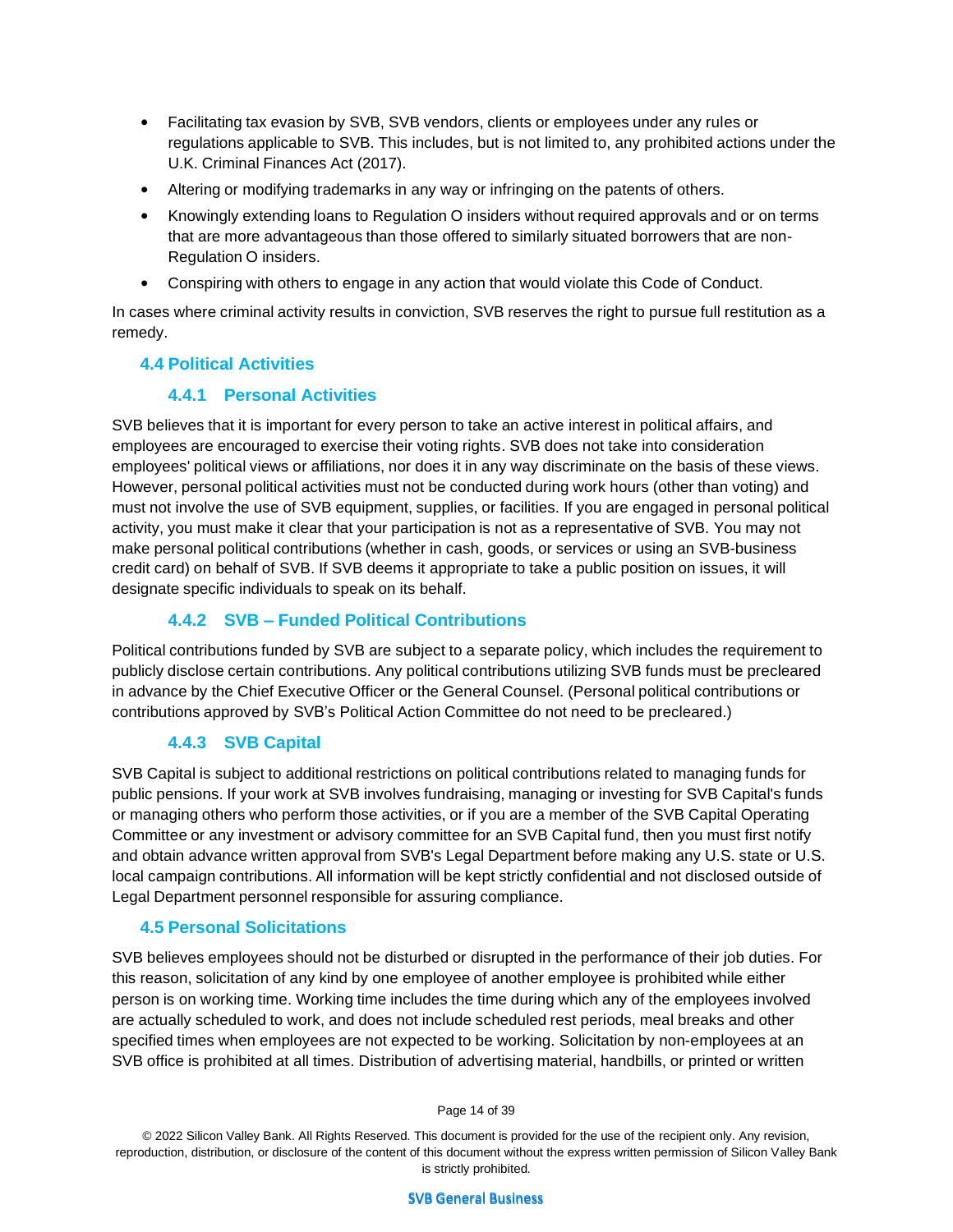- Facilitating tax evasion by SVB, SVB vendors, clients or employees under any rules or regulations applicable to SVB. This includes, but is not limited to, any prohibited actions under the U.K. Criminal Finances Act (2017).
- Altering or modifying trademarks in any way or infringing on the patents of others.
- Knowingly extending loans to Regulation O insiders without required approvals and or on terms that are more advantageous than those offered to similarly situated borrowers that are non-Regulation O insiders.
- Conspiring with others to engage in any action that would violate this Code of Conduct.

In cases where criminal activity results in conviction, SVB reserves the right to pursue full restitution as a remedy.

## 4.4 Political Activities

### 4.4.1 Personal Activities

SVB believes that it is important for every person to take an active interest in political affairs, and employees are encouraged to exercise their voting rights. SVB does not take into consideration employees' political views or affiliations, nor does it in any way discriminate on the basis of these views. However, personal political activities must not be conducted during work hours (other than voting) and must not involve the use of SVB equipment, supplies, or facilities. If you are engaged in personal political activity, you must make it clear that your participation is not as a representative of SVB. You may not make personal political contributions (whether in cash, goods, or services or using an SVB-business credit card) on behalf of SVB. If SVB deems it appropriate to take a public position on issues, it will designate specific individuals to speak on its behalf.

### 4.4.2 SVB – Funded Political Contributions

Political contributions funded by SVB are subject to a separate policy, which includes the requirement to publicly disclose certain contributions. Any political contributions utilizing SVB funds must be precleared in advance by the Chief Executive Officer or the General Counsel. (Personal political contributions or contributions approved by SVB's Political Action Committee do not need to be precleared.)

### 4.4.3 SVB Capital

SVB Capital is subject to additional restrictions on political contributions related to managing funds for public pensions. If your work at SVB involves fundraising, managing or investing for SVB Capital's funds or managing others who perform those activities, or if you are a member of the SVB Capital Operating Committee or any investment or advisory committee for an SVB Capital fund, then you must first notify and obtain advance written approval from SVB's Legal Department before making any U.S. state or U.S. local campaign contributions. All information will be kept strictly confidential and not disclosed outside of Legal Department personnel responsible for assuring compliance.

## 4.5 Personal Solicitations

SVB believes employees should not be disturbed or disrupted in the performance of their job duties. For this reason, solicitation of any kind by one employee of another employee is prohibited while either person is on working time. Working time includes the time during which any of the employees involved are actually scheduled to work, and does not include scheduled rest periods, meal breaks and other specified times when employees are not expected to be working. Solicitation by non-employees at an SVB office is prohibited at all times. Distribution of advertising material, handbills, or printed or written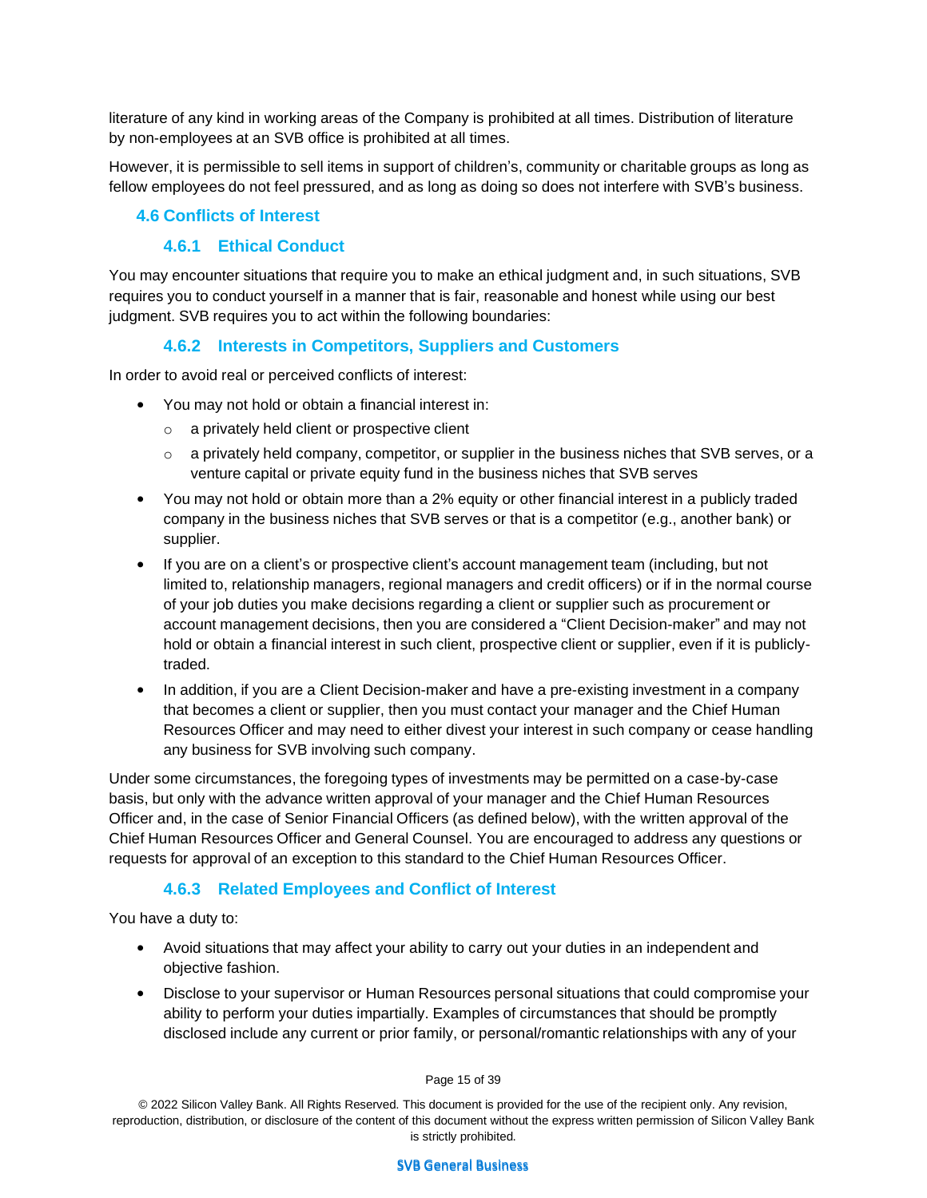literature of any kind in working areas of the Company is prohibited at all times. Distribution of literature by non-employees at an SVB office is prohibited at all times.

However, it is permissible to sell items in support of children's, community or charitable groups as long as fellow employees do not feel pressured, and as long as doing so does not interfere with SVB's business.

## 4.6 Conflicts of Interest

### 4.6.1 Ethical Conduct

You may encounter situations that require you to make an ethical judgment and, in such situations, SVB requires you to conduct yourself in a manner that is fair, reasonable and honest while using our best judgment. SVB requires you to act within the following boundaries:

### 4.6.2 Interests in Competitors, Suppliers and Customers

In order to avoid real or perceived conflicts of interest:

- You may not hold or obtain a financial interest in:
  - a privately held client or prospective client
  - a privately held company, competitor, or supplier in the business niches that SVB serves, or a venture capital or private equity fund in the business niches that SVB serves
- You may not hold or obtain more than a 2% equity or other financial interest in a publicly traded company in the business niches that SVB serves or that is a competitor (e.g., another bank) or supplier.
- If you are on a client's or prospective client's account management team (including, but not limited to, relationship managers, regional managers and credit officers) or if in the normal course of your job duties you make decisions regarding a client or supplier such as procurement or account management decisions, then you are considered a "Client Decision-maker" and may not hold or obtain a financial interest in such client, prospective client or supplier, even if it is publicly-traded.
- In addition, if you are a Client Decision-maker and have a pre-existing investment in a company that becomes a client or supplier, then you must contact your manager and the Chief Human Resources Officer and may need to either divest your interest in such company or cease handling any business for SVB involving such company.

Under some circumstances, the foregoing types of investments may be permitted on a case-by-case basis, but only with the advance written approval of your manager and the Chief Human Resources Officer and, in the case of Senior Financial Officers (as defined below), with the written approval of the Chief Human Resources Officer and General Counsel. You are encouraged to address any questions or requests for approval of an exception to this standard to the Chief Human Resources Officer.

### 4.6.3 Related Employees and Conflict of Interest

You have a duty to:

- Avoid situations that may affect your ability to carry out your duties in an independent and objective fashion.
- Disclose to your supervisor or Human Resources personal situations that could compromise your ability to perform your duties impartially. Examples of circumstances that should be promptly disclosed include any current or prior family, or personal/romantic relationships with any of your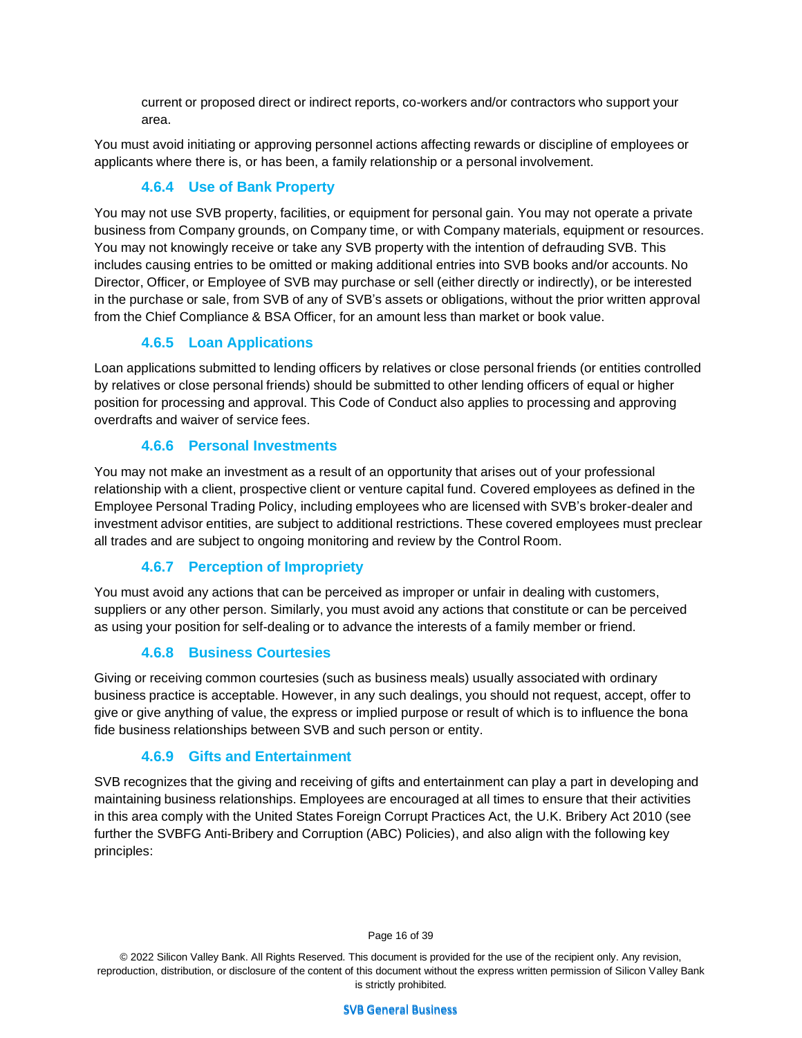current or proposed direct or indirect reports, co-workers and/or contractors who support your area.

You must avoid initiating or approving personnel actions affecting rewards or discipline of employees or applicants where there is, or has been, a family relationship or a personal involvement.

### 4.6.4 Use of Bank Property

You may not use SVB property, facilities, or equipment for personal gain. You may not operate a private business from Company grounds, on Company time, or with Company materials, equipment or resources. You may not knowingly receive or take any SVB property with the intention of defrauding SVB. This includes causing entries to be omitted or making additional entries into SVB books and/or accounts. No Director, Officer, or Employee of SVB may purchase or sell (either directly or indirectly), or be interested in the purchase or sale, from SVB of any of SVB's assets or obligations, without the prior written approval from the Chief Compliance & BSA Officer, for an amount less than market or book value.

### 4.6.5 Loan Applications

Loan applications submitted to lending officers by relatives or close personal friends (or entities controlled by relatives or close personal friends) should be submitted to other lending officers of equal or higher position for processing and approval. This Code of Conduct also applies to processing and approving overdrafts and waiver of service fees.

### 4.6.6 Personal Investments

You may not make an investment as a result of an opportunity that arises out of your professional relationship with a client, prospective client or venture capital fund. Covered employees as defined in the Employee Personal Trading Policy, including employees who are licensed with SVB's broker-dealer and investment advisor entities, are subject to additional restrictions. These covered employees must preclear all trades and are subject to ongoing monitoring and review by the Control Room.

### 4.6.7 Perception of Impropriety

You must avoid any actions that can be perceived as improper or unfair in dealing with customers, suppliers or any other person. Similarly, you must avoid any actions that constitute or can be perceived as using your position for self-dealing or to advance the interests of a family member or friend.

### 4.6.8 Business Courtesies

Giving or receiving common courtesies (such as business meals) usually associated with ordinary business practice is acceptable. However, in any such dealings, you should not request, accept, offer to give or give anything of value, the express or implied purpose or result of which is to influence the bona fide business relationships between SVB and such person or entity.

### 4.6.9 Gifts and Entertainment

SVB recognizes that the giving and receiving of gifts and entertainment can play a part in developing and maintaining business relationships. Employees are encouraged at all times to ensure that their activities in this area comply with the United States Foreign Corrupt Practices Act, the U.K. Bribery Act 2010 (see further the SVBFG Anti-Bribery and Corruption (ABC) Policies), and also align with the following key principles: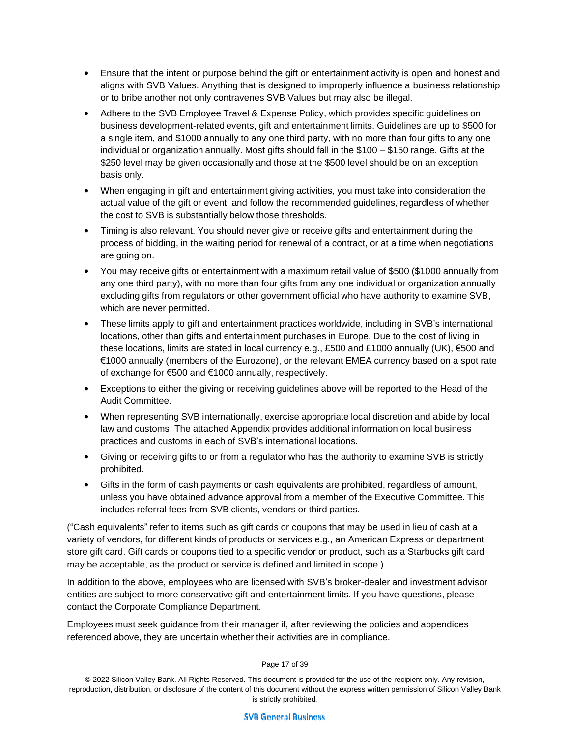- Ensure that the intent or purpose behind the gift or entertainment activity is open and honest and aligns with SVB Values. Anything that is designed to improperly influence a business relationship or to bribe another not only contravenes SVB Values but may also be illegal.
- Adhere to the SVB Employee Travel & Expense Policy, which provides specific guidelines on business development-related events, gift and entertainment limits. Guidelines are up to $500 for a single item, and $1000 annually to any one third party, with no more than four gifts to any one individual or organization annually. Most gifts should fall in the $100 – $150 range. Gifts at the $250 level may be given occasionally and those at the $500 level should be on an exception basis only.
- When engaging in gift and entertainment giving activities, you must take into consideration the actual value of the gift or event, and follow the recommended guidelines, regardless of whether the cost to SVB is substantially below those thresholds.
- Timing is also relevant. You should never give or receive gifts and entertainment during the process of bidding, in the waiting period for renewal of a contract, or at a time when negotiations are going on.
- You may receive gifts or entertainment with a maximum retail value of $500 ($1000 annually from any one third party), with no more than four gifts from any one individual or organization annually excluding gifts from regulators or other government official who have authority to examine SVB, which are never permitted.
- These limits apply to gift and entertainment practices worldwide, including in SVB's international locations, other than gifts and entertainment purchases in Europe. Due to the cost of living in these locations, limits are stated in local currency e.g., £500 and £1000 annually (UK), €500 and €1000 annually (members of the Eurozone), or the relevant EMEA currency based on a spot rate of exchange for €500 and €1000 annually, respectively.
- Exceptions to either the giving or receiving guidelines above will be reported to the Head of the Audit Committee.
- When representing SVB internationally, exercise appropriate local discretion and abide by local law and customs. The attached Appendix provides additional information on local business practices and customs in each of SVB's international locations.
- Giving or receiving gifts to or from a regulator who has the authority to examine SVB is strictly prohibited.
- Gifts in the form of cash payments or cash equivalents are prohibited, regardless of amount, unless you have obtained advance approval from a member of the Executive Committee. This includes referral fees from SVB clients, vendors or third parties.

("Cash equivalents" refer to items such as gift cards or coupons that may be used in lieu of cash at a variety of vendors, for different kinds of products or services e.g., an American Express or department store gift card. Gift cards or coupons tied to a specific vendor or product, such as a Starbucks gift card may be acceptable, as the product or service is defined and limited in scope.)

In addition to the above, employees who are licensed with SVB's broker-dealer and investment advisor entities are subject to more conservative gift and entertainment limits. If you have questions, please contact the Corporate Compliance Department.

Employees must seek guidance from their manager if, after reviewing the policies and appendices referenced above, they are uncertain whether their activities are in compliance.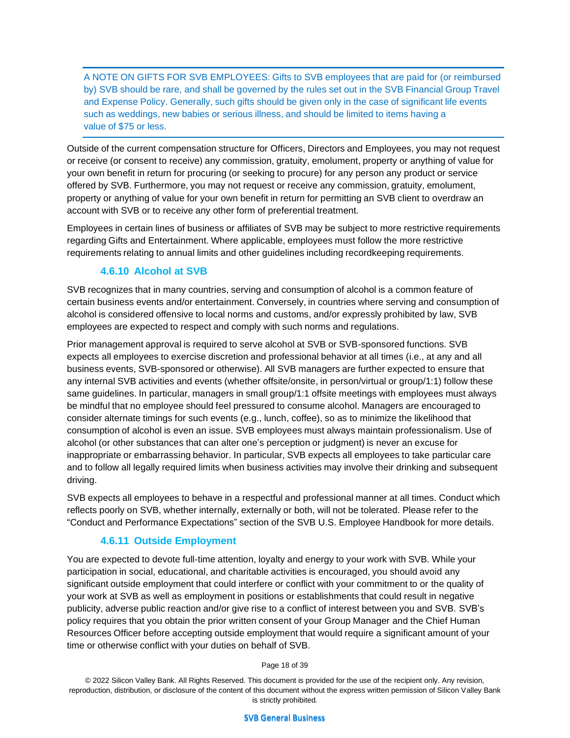> A NOTE ON GIFTS FOR SVB EMPLOYEES: Gifts to SVB employees that are paid for (or reimbursed by) SVB should be rare, and shall be governed by the rules set out in the SVB Financial Group Travel and Expense Policy. Generally, such gifts should be given only in the case of significant life events such as weddings, new babies or serious illness, and should be limited to items having a value of $75 or less.

Outside of the current compensation structure for Officers, Directors and Employees, you may not request or receive (or consent to receive) any commission, gratuity, emolument, property or anything of value for your own benefit in return for procuring (or seeking to procure) for any person any product or service offered by SVB. Furthermore, you may not request or receive any commission, gratuity, emolument, property or anything of value for your own benefit in return for permitting an SVB client to overdraw an account with SVB or to receive any other form of preferential treatment.

Employees in certain lines of business or affiliates of SVB may be subject to more restrictive requirements regarding Gifts and Entertainment. Where applicable, employees must follow the more restrictive requirements relating to annual limits and other guidelines including recordkeeping requirements.

### 4.6.10 Alcohol at SVB

SVB recognizes that in many countries, serving and consumption of alcohol is a common feature of certain business events and/or entertainment. Conversely, in countries where serving and consumption of alcohol is considered offensive to local norms and customs, and/or expressly prohibited by law, SVB employees are expected to respect and comply with such norms and regulations.

Prior management approval is required to serve alcohol at SVB or SVB-sponsored functions. SVB expects all employees to exercise discretion and professional behavior at all times (i.e., at any and all business events, SVB-sponsored or otherwise). All SVB managers are further expected to ensure that any internal SVB activities and events (whether offsite/onsite, in person/virtual or group/1:1) follow these same guidelines. In particular, managers in small group/1:1 offsite meetings with employees must always be mindful that no employee should feel pressured to consume alcohol. Managers are encouraged to consider alternate timings for such events (e.g., lunch, coffee), so as to minimize the likelihood that consumption of alcohol is even an issue. SVB employees must always maintain professionalism. Use of alcohol (or other substances that can alter one's perception or judgment) is never an excuse for inappropriate or embarrassing behavior. In particular, SVB expects all employees to take particular care and to follow all legally required limits when business activities may involve their drinking and subsequent driving.

SVB expects all employees to behave in a respectful and professional manner at all times. Conduct which reflects poorly on SVB, whether internally, externally or both, will not be tolerated. Please refer to the "Conduct and Performance Expectations" section of the SVB U.S. Employee Handbook for more details.

### 4.6.11 Outside Employment

You are expected to devote full-time attention, loyalty and energy to your work with SVB. While your participation in social, educational, and charitable activities is encouraged, you should avoid any significant outside employment that could interfere or conflict with your commitment to or the quality of your work at SVB as well as employment in positions or establishments that could result in negative publicity, adverse public reaction and/or give rise to a conflict of interest between you and SVB. SVB's policy requires that you obtain the prior written consent of your Group Manager and the Chief Human Resources Officer before accepting outside employment that would require a significant amount of your time or otherwise conflict with your duties on behalf of SVB.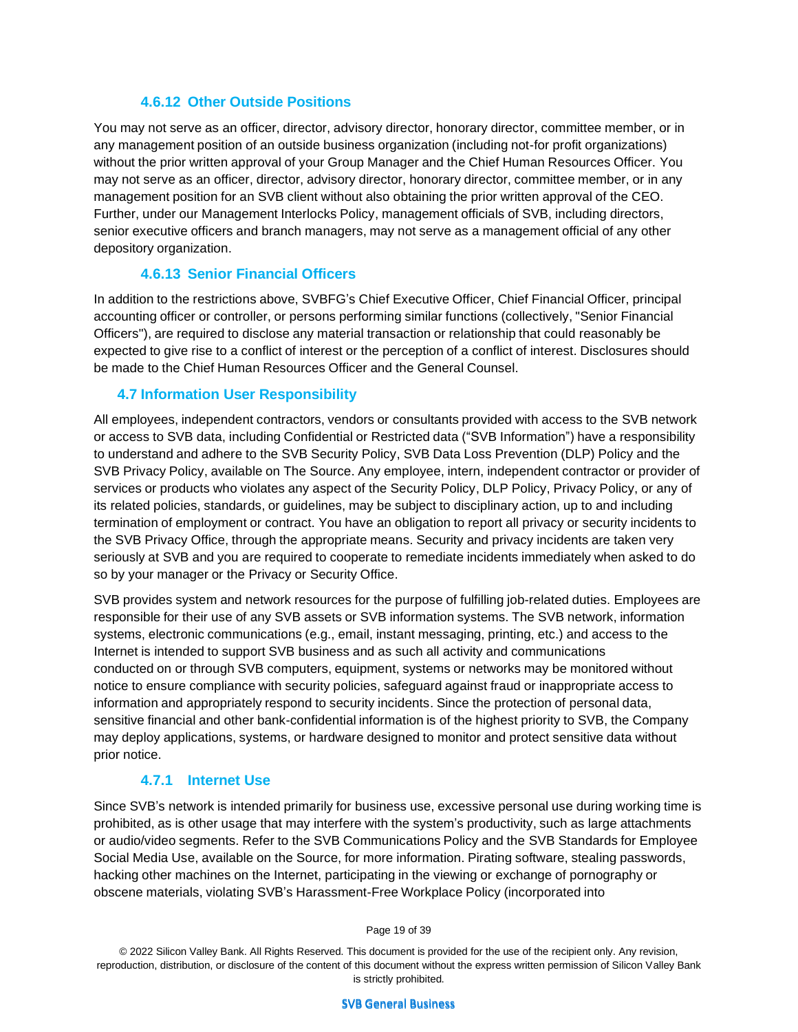#### 4.6.12 Other Outside Positions

You may not serve as an officer, director, advisory director, honorary director, committee member, or in any management position of an outside business organization (including not-for profit organizations) without the prior written approval of your Group Manager and the Chief Human Resources Officer. You may not serve as an officer, director, advisory director, honorary director, committee member, or in any management position for an SVB client without also obtaining the prior written approval of the CEO. Further, under our Management Interlocks Policy, management officials of SVB, including directors, senior executive officers and branch managers, may not serve as a management official of any other depository organization.

#### 4.6.13 Senior Financial Officers

In addition to the restrictions above, SVBFG's Chief Executive Officer, Chief Financial Officer, principal accounting officer or controller, or persons performing similar functions (collectively, "Senior Financial Officers"), are required to disclose any material transaction or relationship that could reasonably be expected to give rise to a conflict of interest or the perception of a conflict of interest. Disclosures should be made to the Chief Human Resources Officer and the General Counsel.

### 4.7 Information User Responsibility

All employees, independent contractors, vendors or consultants provided with access to the SVB network or access to SVB data, including Confidential or Restricted data ("SVB Information") have a responsibility to understand and adhere to the SVB Security Policy, SVB Data Loss Prevention (DLP) Policy and the SVB Privacy Policy, available on The Source. Any employee, intern, independent contractor or provider of services or products who violates any aspect of the Security Policy, DLP Policy, Privacy Policy, or any of its related policies, standards, or guidelines, may be subject to disciplinary action, up to and including termination of employment or contract. You have an obligation to report all privacy or security incidents to the SVB Privacy Office, through the appropriate means. Security and privacy incidents are taken very seriously at SVB and you are required to cooperate to remediate incidents immediately when asked to do so by your manager or the Privacy or Security Office.

SVB provides system and network resources for the purpose of fulfilling job-related duties. Employees are responsible for their use of any SVB assets or SVB information systems. The SVB network, information systems, electronic communications (e.g., email, instant messaging, printing, etc.) and access to the Internet is intended to support SVB business and as such all activity and communications conducted on or through SVB computers, equipment, systems or networks may be monitored without notice to ensure compliance with security policies, safeguard against fraud or inappropriate access to information and appropriately respond to security incidents. Since the protection of personal data, sensitive financial and other bank-confidential information is of the highest priority to SVB, the Company may deploy applications, systems, or hardware designed to monitor and protect sensitive data without prior notice.

#### 4.7.1 Internet Use

Since SVB's network is intended primarily for business use, excessive personal use during working time is prohibited, as is other usage that may interfere with the system's productivity, such as large attachments or audio/video segments. Refer to the SVB Communications Policy and the SVB Standards for Employee Social Media Use, available on the Source, for more information. Pirating software, stealing passwords, hacking other machines on the Internet, participating in the viewing or exchange of pornography or obscene materials, violating SVB's Harassment-Free Workplace Policy (incorporated into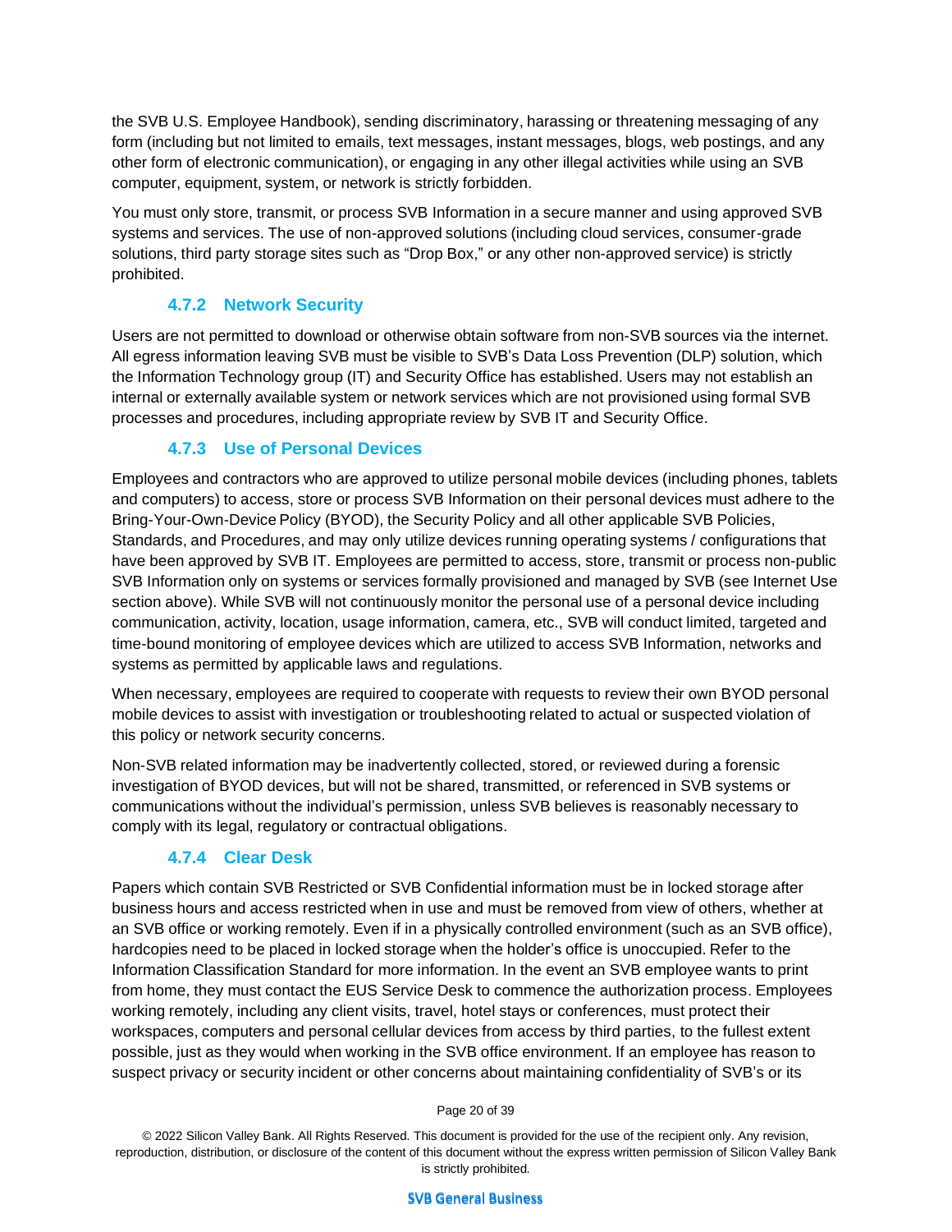the SVB U.S. Employee Handbook), sending discriminatory, harassing or threatening messaging of any form (including but not limited to emails, text messages, instant messages, blogs, web postings, and any other form of electronic communication), or engaging in any other illegal activities while using an SVB computer, equipment, system, or network is strictly forbidden.

You must only store, transmit, or process SVB Information in a secure manner and using approved SVB systems and services. The use of non-approved solutions (including cloud services, consumer-grade solutions, third party storage sites such as "Drop Box," or any other non-approved service) is strictly prohibited.

### 4.7.2 Network Security

Users are not permitted to download or otherwise obtain software from non-SVB sources via the internet. All egress information leaving SVB must be visible to SVB's Data Loss Prevention (DLP) solution, which the Information Technology group (IT) and Security Office has established. Users may not establish an internal or externally available system or network services which are not provisioned using formal SVB processes and procedures, including appropriate review by SVB IT and Security Office.

### 4.7.3 Use of Personal Devices

Employees and contractors who are approved to utilize personal mobile devices (including phones, tablets and computers) to access, store or process SVB Information on their personal devices must adhere to the Bring-Your-Own-Device Policy (BYOD), the Security Policy and all other applicable SVB Policies, Standards, and Procedures, and may only utilize devices running operating systems / configurations that have been approved by SVB IT. Employees are permitted to access, store, transmit or process non-public SVB Information only on systems or services formally provisioned and managed by SVB (see Internet Use section above). While SVB will not continuously monitor the personal use of a personal device including communication, activity, location, usage information, camera, etc., SVB will conduct limited, targeted and time-bound monitoring of employee devices which are utilized to access SVB Information, networks and systems as permitted by applicable laws and regulations.

When necessary, employees are required to cooperate with requests to review their own BYOD personal mobile devices to assist with investigation or troubleshooting related to actual or suspected violation of this policy or network security concerns.

Non-SVB related information may be inadvertently collected, stored, or reviewed during a forensic investigation of BYOD devices, but will not be shared, transmitted, or referenced in SVB systems or communications without the individual's permission, unless SVB believes is reasonably necessary to comply with its legal, regulatory or contractual obligations.

### 4.7.4 Clear Desk

Papers which contain SVB Restricted or SVB Confidential information must be in locked storage after business hours and access restricted when in use and must be removed from view of others, whether at an SVB office or working remotely. Even if in a physically controlled environment (such as an SVB office), hardcopies need to be placed in locked storage when the holder's office is unoccupied. Refer to the Information Classification Standard for more information. In the event an SVB employee wants to print from home, they must contact the EUS Service Desk to commence the authorization process. Employees working remotely, including any client visits, travel, hotel stays or conferences, must protect their workspaces, computers and personal cellular devices from access by third parties, to the fullest extent possible, just as they would when working in the SVB office environment. If an employee has reason to suspect privacy or security incident or other concerns about maintaining confidentiality of SVB's or its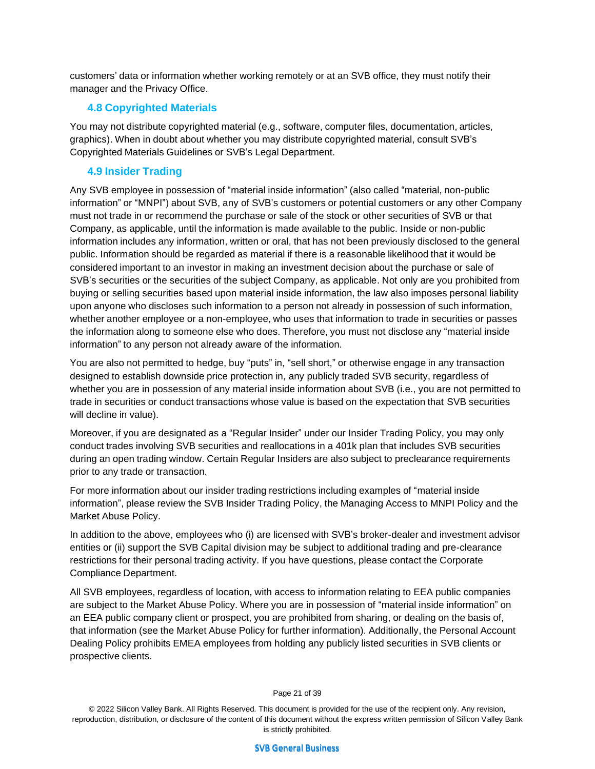customers' data or information whether working remotely or at an SVB office, they must notify their manager and the Privacy Office.

### 4.8 Copyrighted Materials

You may not distribute copyrighted material (e.g., software, computer files, documentation, articles, graphics). When in doubt about whether you may distribute copyrighted material, consult SVB's Copyrighted Materials Guidelines or SVB's Legal Department.

### 4.9 Insider Trading

Any SVB employee in possession of "material inside information" (also called "material, non-public information" or "MNPI") about SVB, any of SVB's customers or potential customers or any other Company must not trade in or recommend the purchase or sale of the stock or other securities of SVB or that Company, as applicable, until the information is made available to the public. Inside or non-public information includes any information, written or oral, that has not been previously disclosed to the general public. Information should be regarded as material if there is a reasonable likelihood that it would be considered important to an investor in making an investment decision about the purchase or sale of SVB's securities or the securities of the subject Company, as applicable. Not only are you prohibited from buying or selling securities based upon material inside information, the law also imposes personal liability upon anyone who discloses such information to a person not already in possession of such information, whether another employee or a non-employee, who uses that information to trade in securities or passes the information along to someone else who does. Therefore, you must not disclose any "material inside information" to any person not already aware of the information.

You are also not permitted to hedge, buy "puts" in, "sell short," or otherwise engage in any transaction designed to establish downside price protection in, any publicly traded SVB security, regardless of whether you are in possession of any material inside information about SVB (i.e., you are not permitted to trade in securities or conduct transactions whose value is based on the expectation that SVB securities will decline in value).

Moreover, if you are designated as a "Regular Insider" under our Insider Trading Policy, you may only conduct trades involving SVB securities and reallocations in a 401k plan that includes SVB securities during an open trading window. Certain Regular Insiders are also subject to preclearance requirements prior to any trade or transaction.

For more information about our insider trading restrictions including examples of "material inside information", please review the SVB Insider Trading Policy, the Managing Access to MNPI Policy and the Market Abuse Policy.

In addition to the above, employees who (i) are licensed with SVB's broker-dealer and investment advisor entities or (ii) support the SVB Capital division may be subject to additional trading and pre-clearance restrictions for their personal trading activity. If you have questions, please contact the Corporate Compliance Department.

All SVB employees, regardless of location, with access to information relating to EEA public companies are subject to the Market Abuse Policy. Where you are in possession of "material inside information" on an EEA public company client or prospect, you are prohibited from sharing, or dealing on the basis of, that information (see the Market Abuse Policy for further information). Additionally, the Personal Account Dealing Policy prohibits EMEA employees from holding any publicly listed securities in SVB clients or prospective clients.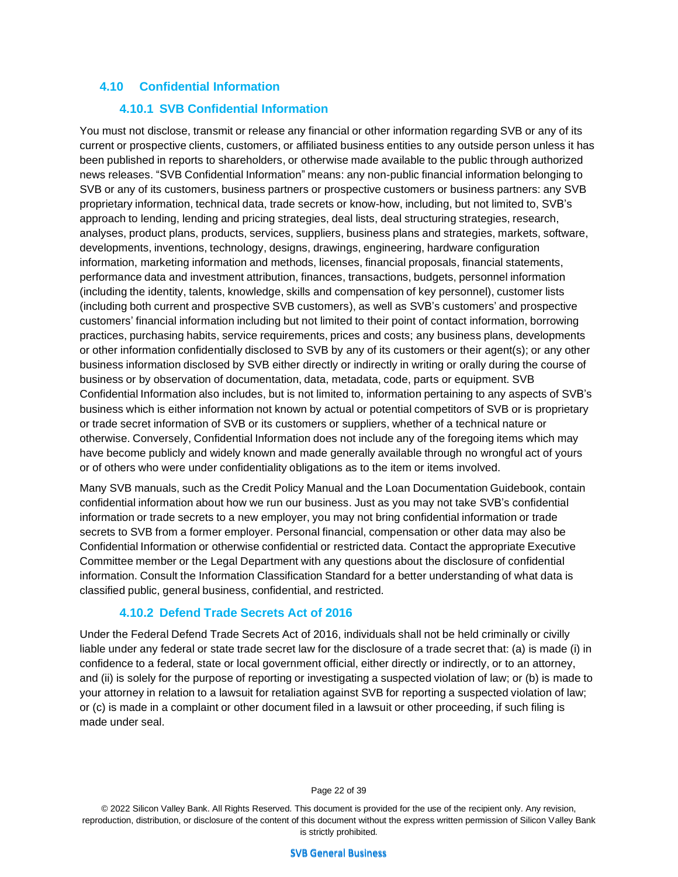## 4.10 Confidential Information

### 4.10.1 SVB Confidential Information

You must not disclose, transmit or release any financial or other information regarding SVB or any of its current or prospective clients, customers, or affiliated business entities to any outside person unless it has been published in reports to shareholders, or otherwise made available to the public through authorized news releases. "SVB Confidential Information" means: any non-public financial information belonging to SVB or any of its customers, business partners or prospective customers or business partners: any SVB proprietary information, technical data, trade secrets or know-how, including, but not limited to, SVB's approach to lending, lending and pricing strategies, deal lists, deal structuring strategies, research, analyses, product plans, products, services, suppliers, business plans and strategies, markets, software, developments, inventions, technology, designs, drawings, engineering, hardware configuration information, marketing information and methods, licenses, financial proposals, financial statements, performance data and investment attribution, finances, transactions, budgets, personnel information (including the identity, talents, knowledge, skills and compensation of key personnel), customer lists (including both current and prospective SVB customers), as well as SVB's customers' and prospective customers' financial information including but not limited to their point of contact information, borrowing practices, purchasing habits, service requirements, prices and costs; any business plans, developments or other information confidentially disclosed to SVB by any of its customers or their agent(s); or any other business information disclosed by SVB either directly or indirectly in writing or orally during the course of business or by observation of documentation, data, metadata, code, parts or equipment. SVB Confidential Information also includes, but is not limited to, information pertaining to any aspects of SVB's business which is either information not known by actual or potential competitors of SVB or is proprietary or trade secret information of SVB or its customers or suppliers, whether of a technical nature or otherwise. Conversely, Confidential Information does not include any of the foregoing items which may have become publicly and widely known and made generally available through no wrongful act of yours or of others who were under confidentiality obligations as to the item or items involved.

Many SVB manuals, such as the Credit Policy Manual and the Loan Documentation Guidebook, contain confidential information about how we run our business. Just as you may not take SVB's confidential information or trade secrets to a new employer, you may not bring confidential information or trade secrets to SVB from a former employer. Personal financial, compensation or other data may also be Confidential Information or otherwise confidential or restricted data. Contact the appropriate Executive Committee member or the Legal Department with any questions about the disclosure of confidential information. Consult the Information Classification Standard for a better understanding of what data is classified public, general business, confidential, and restricted.

### 4.10.2 Defend Trade Secrets Act of 2016

Under the Federal Defend Trade Secrets Act of 2016, individuals shall not be held criminally or civilly liable under any federal or state trade secret law for the disclosure of a trade secret that: (a) is made (i) in confidence to a federal, state or local government official, either directly or indirectly, or to an attorney, and (ii) is solely for the purpose of reporting or investigating a suspected violation of law; or (b) is made to your attorney in relation to a lawsuit for retaliation against SVB for reporting a suspected violation of law; or (c) is made in a complaint or other document filed in a lawsuit or other proceeding, if such filing is made under seal.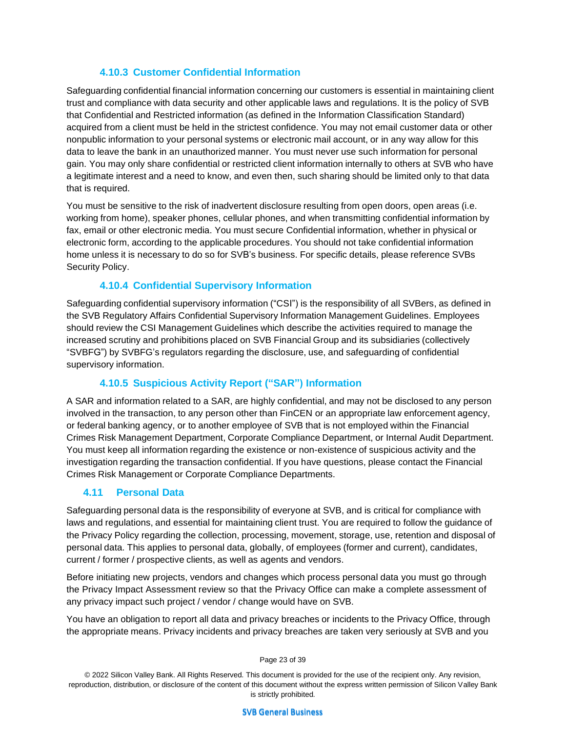### 4.10.3 Customer Confidential Information

Safeguarding confidential financial information concerning our customers is essential in maintaining client trust and compliance with data security and other applicable laws and regulations. It is the policy of SVB that Confidential and Restricted information (as defined in the Information Classification Standard) acquired from a client must be held in the strictest confidence. You may not email customer data or other nonpublic information to your personal systems or electronic mail account, or in any way allow for this data to leave the bank in an unauthorized manner. You must never use such information for personal gain. You may only share confidential or restricted client information internally to others at SVB who have a legitimate interest and a need to know, and even then, such sharing should be limited only to that data that is required.

You must be sensitive to the risk of inadvertent disclosure resulting from open doors, open areas (i.e. working from home), speaker phones, cellular phones, and when transmitting confidential information by fax, email or other electronic media. You must secure Confidential information, whether in physical or electronic form, according to the applicable procedures. You should not take confidential information home unless it is necessary to do so for SVB's business. For specific details, please reference SVBs Security Policy.

### 4.10.4 Confidential Supervisory Information

Safeguarding confidential supervisory information ("CSI") is the responsibility of all SVBers, as defined in the SVB Regulatory Affairs Confidential Supervisory Information Management Guidelines. Employees should review the CSI Management Guidelines which describe the activities required to manage the increased scrutiny and prohibitions placed on SVB Financial Group and its subsidiaries (collectively "SVBFG") by SVBFG's regulators regarding the disclosure, use, and safeguarding of confidential supervisory information.

### 4.10.5 Suspicious Activity Report ("SAR") Information

A SAR and information related to a SAR, are highly confidential, and may not be disclosed to any person involved in the transaction, to any person other than FinCEN or an appropriate law enforcement agency, or federal banking agency, or to another employee of SVB that is not employed within the Financial Crimes Risk Management Department, Corporate Compliance Department, or Internal Audit Department. You must keep all information regarding the existence or non-existence of suspicious activity and the investigation regarding the transaction confidential. If you have questions, please contact the Financial Crimes Risk Management or Corporate Compliance Departments.

## 4.11 Personal Data

Safeguarding personal data is the responsibility of everyone at SVB, and is critical for compliance with laws and regulations, and essential for maintaining client trust. You are required to follow the guidance of the Privacy Policy regarding the collection, processing, movement, storage, use, retention and disposal of personal data. This applies to personal data, globally, of employees (former and current), candidates, current / former / prospective clients, as well as agents and vendors.

Before initiating new projects, vendors and changes which process personal data you must go through the Privacy Impact Assessment review so that the Privacy Office can make a complete assessment of any privacy impact such project / vendor / change would have on SVB.

You have an obligation to report all data and privacy breaches or incidents to the Privacy Office, through the appropriate means. Privacy incidents and privacy breaches are taken very seriously at SVB and you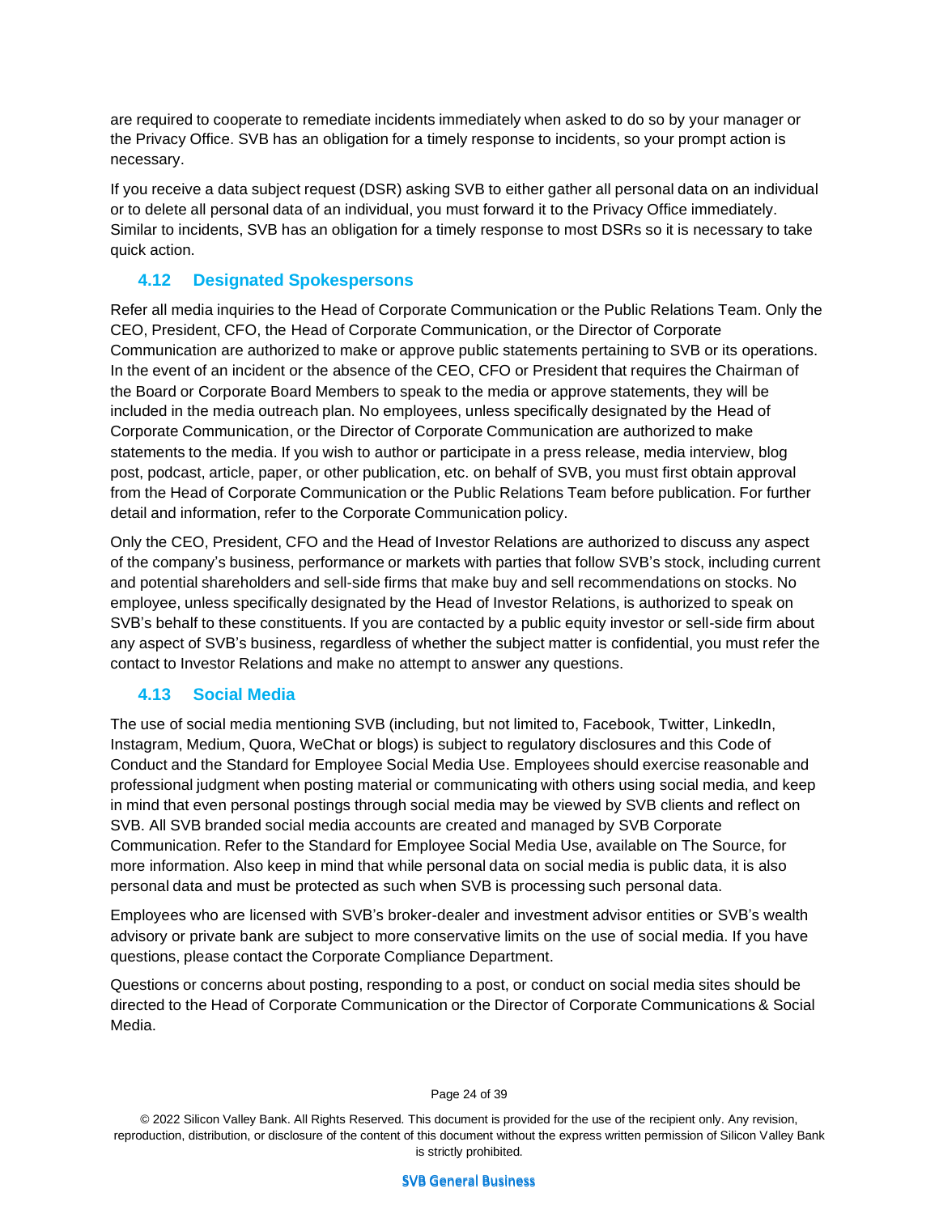are required to cooperate to remediate incidents immediately when asked to do so by your manager or the Privacy Office. SVB has an obligation for a timely response to incidents, so your prompt action is necessary.

If you receive a data subject request (DSR) asking SVB to either gather all personal data on an individual or to delete all personal data of an individual, you must forward it to the Privacy Office immediately. Similar to incidents, SVB has an obligation for a timely response to most DSRs so it is necessary to take quick action.

### 4.12 Designated Spokespersons

Refer all media inquiries to the Head of Corporate Communication or the Public Relations Team. Only the CEO, President, CFO, the Head of Corporate Communication, or the Director of Corporate Communication are authorized to make or approve public statements pertaining to SVB or its operations. In the event of an incident or the absence of the CEO, CFO or President that requires the Chairman of the Board or Corporate Board Members to speak to the media or approve statements, they will be included in the media outreach plan. No employees, unless specifically designated by the Head of Corporate Communication, or the Director of Corporate Communication are authorized to make statements to the media. If you wish to author or participate in a press release, media interview, blog post, podcast, article, paper, or other publication, etc. on behalf of SVB, you must first obtain approval from the Head of Corporate Communication or the Public Relations Team before publication. For further detail and information, refer to the Corporate Communication policy.

Only the CEO, President, CFO and the Head of Investor Relations are authorized to discuss any aspect of the company's business, performance or markets with parties that follow SVB's stock, including current and potential shareholders and sell-side firms that make buy and sell recommendations on stocks. No employee, unless specifically designated by the Head of Investor Relations, is authorized to speak on SVB's behalf to these constituents. If you are contacted by a public equity investor or sell-side firm about any aspect of SVB's business, regardless of whether the subject matter is confidential, you must refer the contact to Investor Relations and make no attempt to answer any questions.

### 4.13 Social Media

The use of social media mentioning SVB (including, but not limited to, Facebook, Twitter, LinkedIn, Instagram, Medium, Quora, WeChat or blogs) is subject to regulatory disclosures and this Code of Conduct and the Standard for Employee Social Media Use. Employees should exercise reasonable and professional judgment when posting material or communicating with others using social media, and keep in mind that even personal postings through social media may be viewed by SVB clients and reflect on SVB. All SVB branded social media accounts are created and managed by SVB Corporate Communication. Refer to the Standard for Employee Social Media Use, available on The Source, for more information. Also keep in mind that while personal data on social media is public data, it is also personal data and must be protected as such when SVB is processing such personal data.

Employees who are licensed with SVB's broker-dealer and investment advisor entities or SVB's wealth advisory or private bank are subject to more conservative limits on the use of social media. If you have questions, please contact the Corporate Compliance Department.

Questions or concerns about posting, responding to a post, or conduct on social media sites should be directed to the Head of Corporate Communication or the Director of Corporate Communications & Social Media.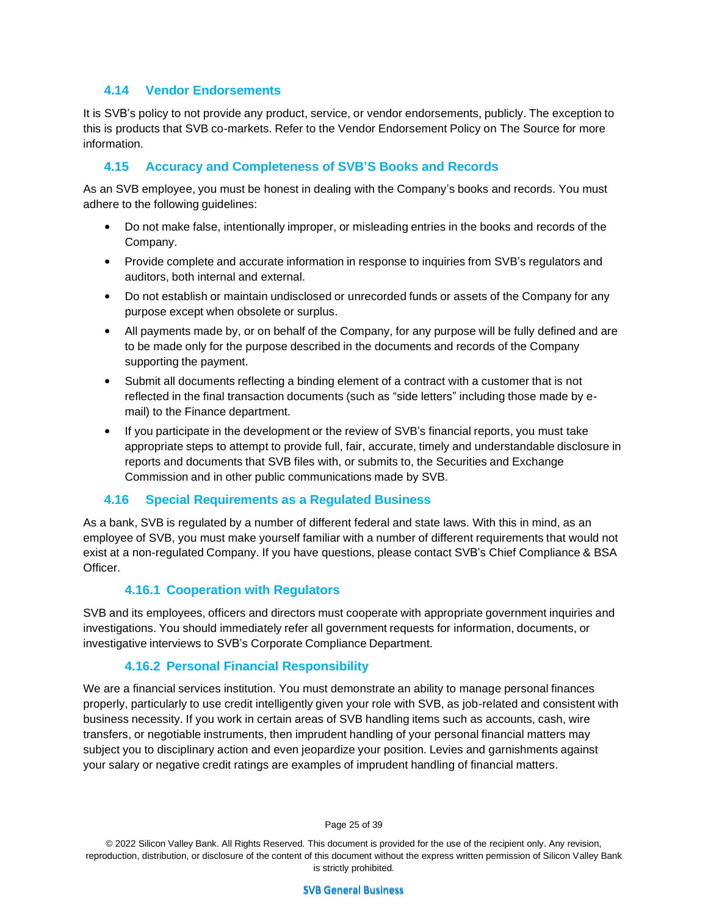### 4.14 Vendor Endorsements

It is SVB's policy to not provide any product, service, or vendor endorsements, publicly. The exception to this is products that SVB co-markets. Refer to the Vendor Endorsement Policy on The Source for more information.

### 4.15 Accuracy and Completeness of SVB'S Books and Records

As an SVB employee, you must be honest in dealing with the Company's books and records. You must adhere to the following guidelines:

- Do not make false, intentionally improper, or misleading entries in the books and records of the Company.
- Provide complete and accurate information in response to inquiries from SVB's regulators and auditors, both internal and external.
- Do not establish or maintain undisclosed or unrecorded funds or assets of the Company for any purpose except when obsolete or surplus.
- All payments made by, or on behalf of the Company, for any purpose will be fully defined and are to be made only for the purpose described in the documents and records of the Company supporting the payment.
- Submit all documents reflecting a binding element of a contract with a customer that is not reflected in the final transaction documents (such as "side letters" including those made by e-mail) to the Finance department.
- If you participate in the development or the review of SVB's financial reports, you must take appropriate steps to attempt to provide full, fair, accurate, timely and understandable disclosure in reports and documents that SVB files with, or submits to, the Securities and Exchange Commission and in other public communications made by SVB.

### 4.16 Special Requirements as a Regulated Business

As a bank, SVB is regulated by a number of different federal and state laws. With this in mind, as an employee of SVB, you must make yourself familiar with a number of different requirements that would not exist at a non-regulated Company. If you have questions, please contact SVB's Chief Compliance & BSA Officer.

#### 4.16.1 Cooperation with Regulators

SVB and its employees, officers and directors must cooperate with appropriate government inquiries and investigations. You should immediately refer all government requests for information, documents, or investigative interviews to SVB's Corporate Compliance Department.

#### 4.16.2 Personal Financial Responsibility

We are a financial services institution. You must demonstrate an ability to manage personal finances properly, particularly to use credit intelligently given your role with SVB, as job-related and consistent with business necessity. If you work in certain areas of SVB handling items such as accounts, cash, wire transfers, or negotiable instruments, then imprudent handling of your personal financial matters may subject you to disciplinary action and even jeopardize your position. Levies and garnishments against your salary or negative credit ratings are examples of imprudent handling of financial matters.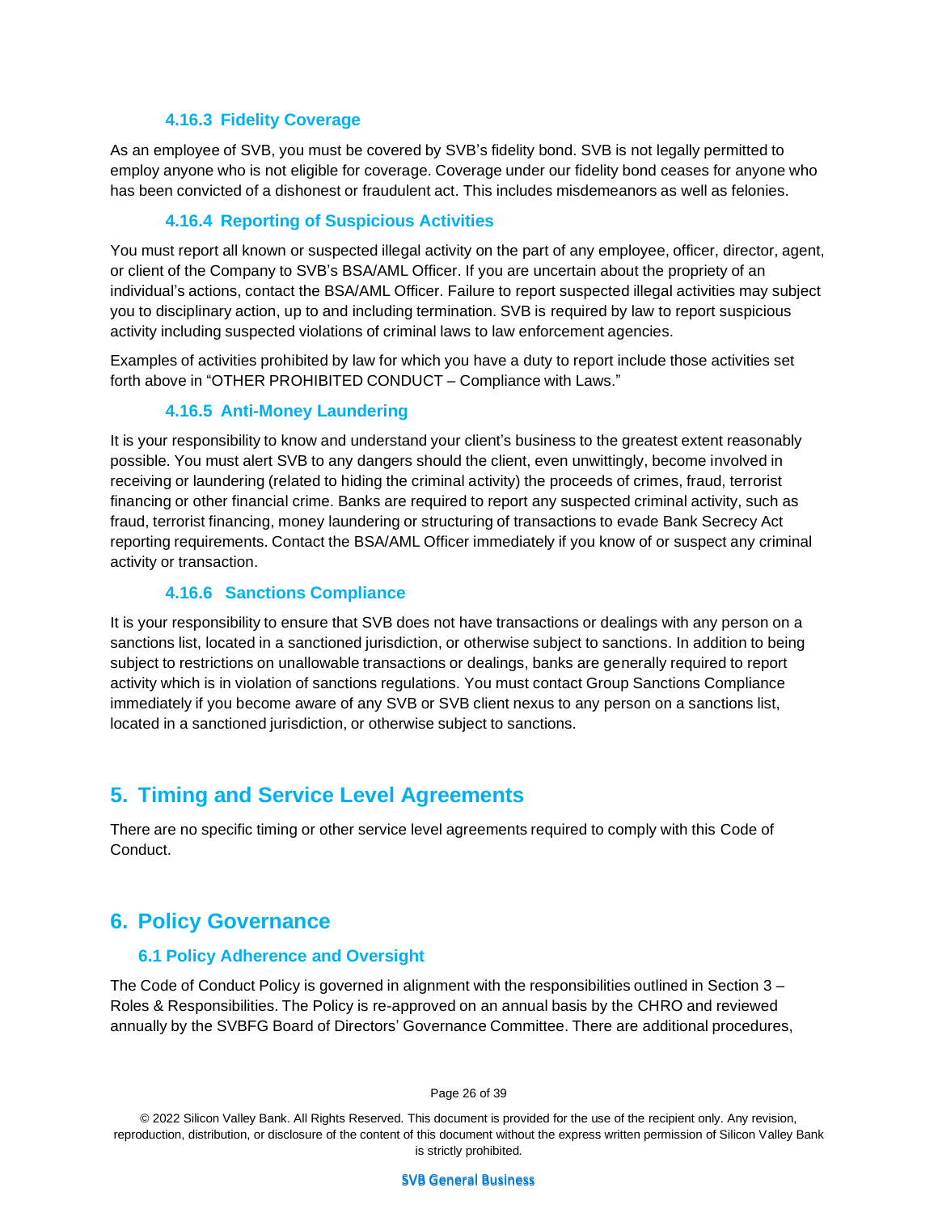#### 4.16.3 Fidelity Coverage

As an employee of SVB, you must be covered by SVB's fidelity bond. SVB is not legally permitted to employ anyone who is not eligible for coverage. Coverage under our fidelity bond ceases for anyone who has been convicted of a dishonest or fraudulent act. This includes misdemeanors as well as felonies.

#### 4.16.4 Reporting of Suspicious Activities

You must report all known or suspected illegal activity on the part of any employee, officer, director, agent, or client of the Company to SVB's BSA/AML Officer. If you are uncertain about the propriety of an individual's actions, contact the BSA/AML Officer. Failure to report suspected illegal activities may subject you to disciplinary action, up to and including termination. SVB is required by law to report suspicious activity including suspected violations of criminal laws to law enforcement agencies.

Examples of activities prohibited by law for which you have a duty to report include those activities set forth above in "OTHER PROHIBITED CONDUCT – Compliance with Laws."

#### 4.16.5 Anti-Money Laundering

It is your responsibility to know and understand your client's business to the greatest extent reasonably possible. You must alert SVB to any dangers should the client, even unwittingly, become involved in receiving or laundering (related to hiding the criminal activity) the proceeds of crimes, fraud, terrorist financing or other financial crime. Banks are required to report any suspected criminal activity, such as fraud, terrorist financing, money laundering or structuring of transactions to evade Bank Secrecy Act reporting requirements. Contact the BSA/AML Officer immediately if you know of or suspect any criminal activity or transaction.

#### 4.16.6 Sanctions Compliance

It is your responsibility to ensure that SVB does not have transactions or dealings with any person on a sanctions list, located in a sanctioned jurisdiction, or otherwise subject to sanctions. In addition to being subject to restrictions on unallowable transactions or dealings, banks are generally required to report activity which is in violation of sanctions regulations. You must contact Group Sanctions Compliance immediately if you become aware of any SVB or SVB client nexus to any person on a sanctions list, located in a sanctioned jurisdiction, or otherwise subject to sanctions.

## 5. Timing and Service Level Agreements

There are no specific timing or other service level agreements required to comply with this Code of Conduct.

## 6. Policy Governance

### 6.1 Policy Adherence and Oversight

The Code of Conduct Policy is governed in alignment with the responsibilities outlined in Section 3 – Roles & Responsibilities. The Policy is re-approved on an annual basis by the CHRO and reviewed annually by the SVBFG Board of Directors' Governance Committee. There are additional procedures,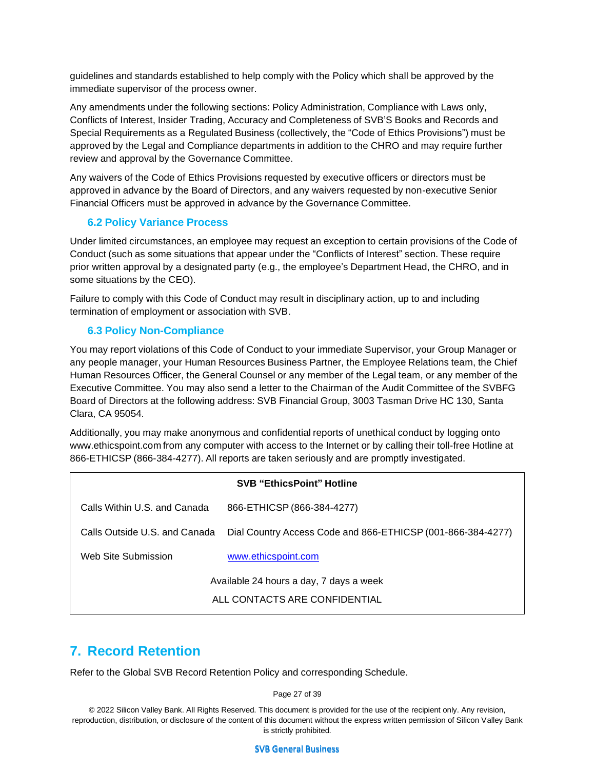guidelines and standards established to help comply with the Policy which shall be approved by the immediate supervisor of the process owner.

Any amendments under the following sections: Policy Administration, Compliance with Laws only, Conflicts of Interest, Insider Trading, Accuracy and Completeness of SVB'S Books and Records and Special Requirements as a Regulated Business (collectively, the "Code of Ethics Provisions") must be approved by the Legal and Compliance departments in addition to the CHRO and may require further review and approval by the Governance Committee.

Any waivers of the Code of Ethics Provisions requested by executive officers or directors must be approved in advance by the Board of Directors, and any waivers requested by non-executive Senior Financial Officers must be approved in advance by the Governance Committee.

### 6.2 Policy Variance Process

Under limited circumstances, an employee may request an exception to certain provisions of the Code of Conduct (such as some situations that appear under the "Conflicts of Interest" section. These require prior written approval by a designated party (e.g., the employee's Department Head, the CHRO, and in some situations by the CEO).

Failure to comply with this Code of Conduct may result in disciplinary action, up to and including termination of employment or association with SVB.

### 6.3 Policy Non-Compliance

You may report violations of this Code of Conduct to your immediate Supervisor, your Group Manager or any people manager, your Human Resources Business Partner, the Employee Relations team, the Chief Human Resources Officer, the General Counsel or any member of the Legal team, or any member of the Executive Committee. You may also send a letter to the Chairman of the Audit Committee of the SVBFG Board of Directors at the following address: SVB Financial Group, 3003 Tasman Drive HC 130, Santa Clara, CA 95054.

Additionally, you may make anonymous and confidential reports of unethical conduct by logging onto www.ethicspoint.com from any computer with access to the Internet or by calling their toll-free Hotline at 866-ETHICSP (866-384-4277). All reports are taken seriously and are promptly investigated.

| SVB "EthicsPoint" Hotline | |
|---|---|
| Calls Within U.S. and Canada | 866-ETHICSP (866-384-4277) |
| Calls Outside U.S. and Canada | Dial Country Access Code and 866-ETHICSP (001-866-384-4277) |
| Web Site Submission | www.ethicspoint.com |
| Available 24 hours a day, 7 days a week | |
| ALL CONTACTS ARE CONFIDENTIAL | |

## 7. Record Retention

Refer to the Global SVB Record Retention Policy and corresponding Schedule.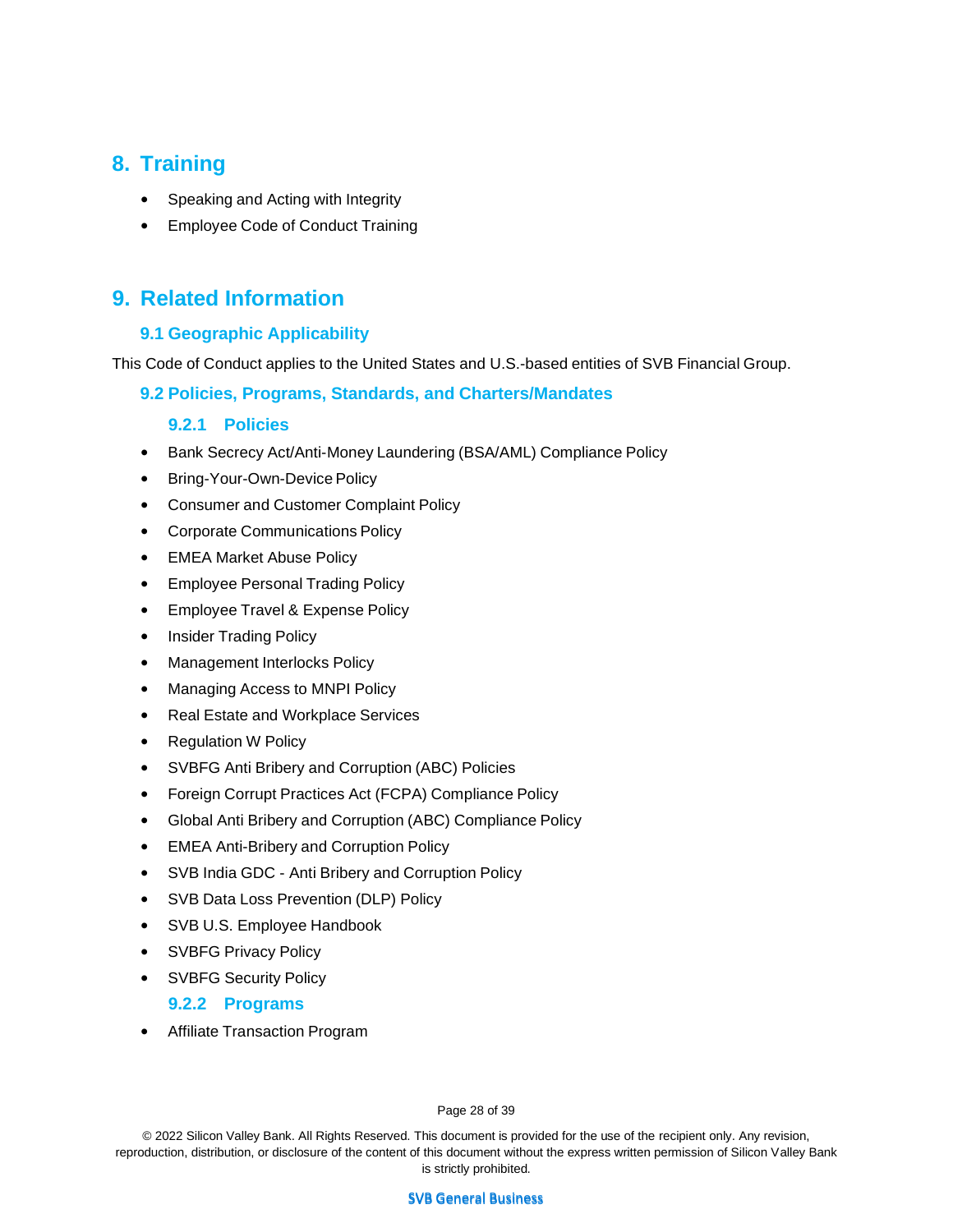# 8. Training

- Speaking and Acting with Integrity
- Employee Code of Conduct Training

# 9. Related Information

## 9.1 Geographic Applicability

This Code of Conduct applies to the United States and U.S.-based entities of SVB Financial Group.

## 9.2 Policies, Programs, Standards, and Charters/Mandates

### 9.2.1 Policies

- Bank Secrecy Act/Anti-Money Laundering (BSA/AML) Compliance Policy
- Bring-Your-Own-Device Policy
- Consumer and Customer Complaint Policy
- Corporate Communications Policy
- EMEA Market Abuse Policy
- Employee Personal Trading Policy
- Employee Travel & Expense Policy
- Insider Trading Policy
- Management Interlocks Policy
- Managing Access to MNPI Policy
- Real Estate and Workplace Services
- Regulation W Policy
- SVBFG Anti Bribery and Corruption (ABC) Policies
- Foreign Corrupt Practices Act (FCPA) Compliance Policy
- Global Anti Bribery and Corruption (ABC) Compliance Policy
- EMEA Anti-Bribery and Corruption Policy
- SVB India GDC - Anti Bribery and Corruption Policy
- SVB Data Loss Prevention (DLP) Policy
- SVB U.S. Employee Handbook
- SVBFG Privacy Policy
- SVBFG Security Policy

### 9.2.2 Programs

- Affiliate Transaction Program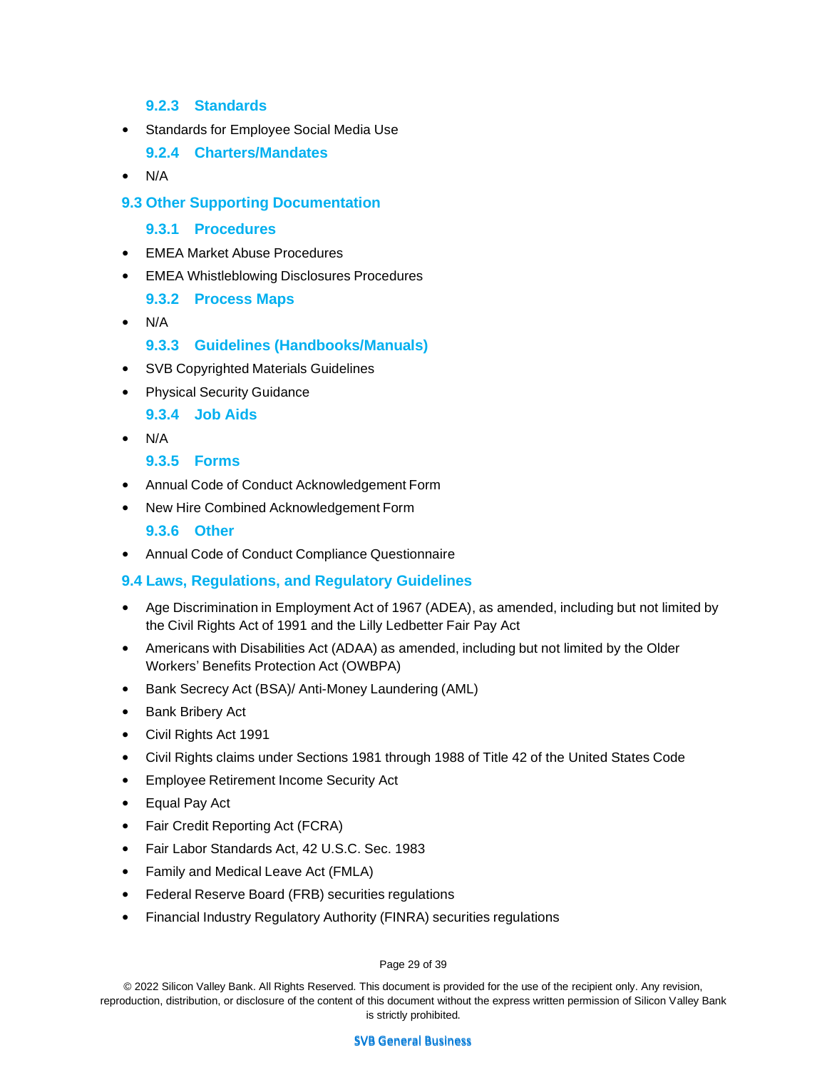#### 9.2.3 Standards

- Standards for Employee Social Media Use

#### 9.2.4 Charters/Mandates

- N/A

### 9.3 Other Supporting Documentation

#### 9.3.1 Procedures

- EMEA Market Abuse Procedures
- EMEA Whistleblowing Disclosures Procedures

#### 9.3.2 Process Maps

- N/A

#### 9.3.3 Guidelines (Handbooks/Manuals)

- SVB Copyrighted Materials Guidelines
- Physical Security Guidance

#### 9.3.4 Job Aids

- N/A

#### 9.3.5 Forms

- Annual Code of Conduct Acknowledgement Form
- New Hire Combined Acknowledgement Form

#### 9.3.6 Other

- Annual Code of Conduct Compliance Questionnaire

### 9.4 Laws, Regulations, and Regulatory Guidelines

- Age Discrimination in Employment Act of 1967 (ADEA), as amended, including but not limited by the Civil Rights Act of 1991 and the Lilly Ledbetter Fair Pay Act
- Americans with Disabilities Act (ADAA) as amended, including but not limited by the Older Workers' Benefits Protection Act (OWBPA)
- Bank Secrecy Act (BSA)/ Anti-Money Laundering (AML)
- Bank Bribery Act
- Civil Rights Act 1991
- Civil Rights claims under Sections 1981 through 1988 of Title 42 of the United States Code
- Employee Retirement Income Security Act
- Equal Pay Act
- Fair Credit Reporting Act (FCRA)
- Fair Labor Standards Act, 42 U.S.C. Sec. 1983
- Family and Medical Leave Act (FMLA)
- Federal Reserve Board (FRB) securities regulations
- Financial Industry Regulatory Authority (FINRA) securities regulations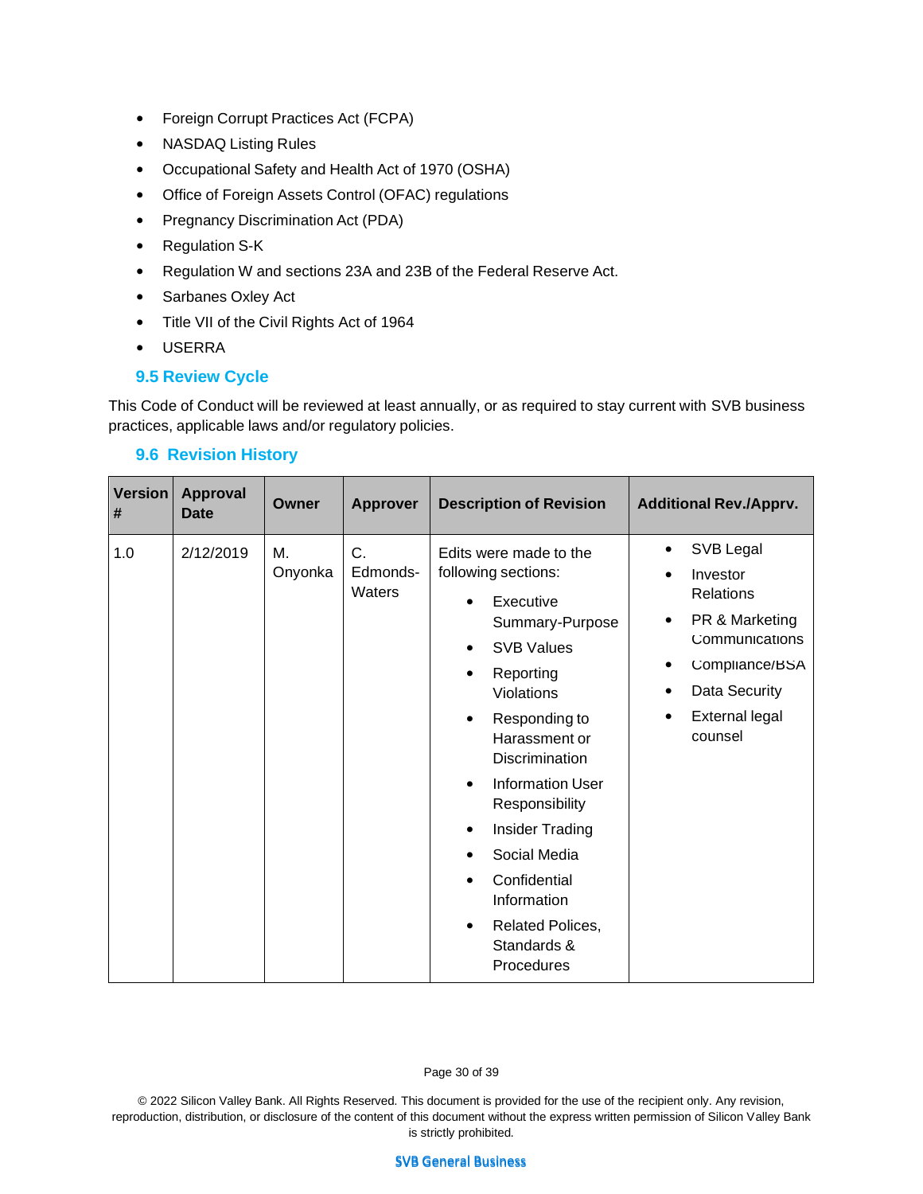- Foreign Corrupt Practices Act (FCPA)
- NASDAQ Listing Rules
- Occupational Safety and Health Act of 1970 (OSHA)
- Office of Foreign Assets Control (OFAC) regulations
- Pregnancy Discrimination Act (PDA)
- Regulation S-K
- Regulation W and sections 23A and 23B of the Federal Reserve Act.
- Sarbanes Oxley Act
- Title VII of the Civil Rights Act of 1964
- USERRA

### 9.5 Review Cycle

This Code of Conduct will be reviewed at least annually, or as required to stay current with SVB business practices, applicable laws and/or regulatory policies.

### 9.6 Revision History

| Version # | Approval Date | Owner | Approver | Description of Revision | Additional Rev./Apprv. |
|---|---|---|---|---|---|
| 1.0 | 2/12/2019 | M. Onyonka | C. Edmonds-Waters | Edits were made to the following sections:<br>• Executive Summary-Purpose<br>• SVB Values<br>• Reporting Violations<br>• Responding to Harassment or Discrimination<br>• Information User Responsibility<br>• Insider Trading<br>• Social Media<br>• Confidential Information<br>• Related Polices, Standards & Procedures | • SVB Legal<br>• Investor Relations<br>• PR & Marketing Communications<br>• Compliance/BSA<br>• Data Security<br>• External legal counsel |

© 2022 Silicon Valley Bank. All Rights Reserved. This document is provided for the use of the recipient only. Any revision, reproduction, distribution, or disclosure of the content of this document without the express written permission of Silicon Valley Bank is strictly prohibited.

SVB General Business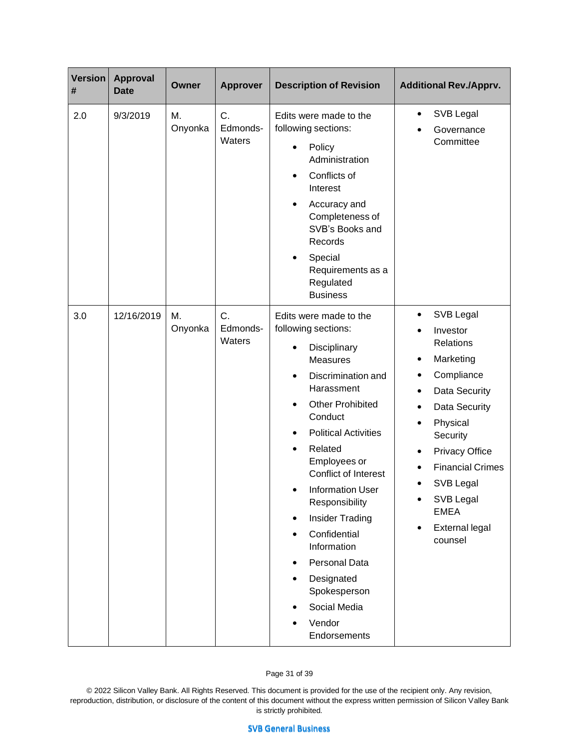| Version # | Approval Date | Owner | Approver | Description of Revision | Additional Rev./Apprv. |
|---|---|---|---|---|---|
| 2.0 | 9/3/2019 | M. Onyonka | C. Edmonds-Waters | Edits were made to the following sections:<br>• Policy Administration<br>• Conflicts of Interest<br>• Accuracy and Completeness of SVB's Books and Records<br>• Special Requirements as a Regulated Business | • SVB Legal<br>• Governance Committee |
| 3.0 | 12/16/2019 | M. Onyonka | C. Edmonds-Waters | Edits were made to the following sections:<br>• Disciplinary Measures<br>• Discrimination and Harassment<br>• Other Prohibited Conduct<br>• Political Activities<br>• Related Employees or Conflict of Interest<br>• Information User Responsibility<br>• Insider Trading<br>• Confidential Information<br>• Personal Data<br>• Designated Spokesperson<br>• Social Media<br>• Vendor Endorsements | • SVB Legal<br>• Investor Relations<br>• Marketing<br>• Compliance<br>• Data Security<br>• Data Security<br>• Physical Security<br>• Privacy Office<br>• Financial Crimes<br>• SVB Legal<br>• SVB Legal EMEA<br>• External legal counsel |

© 2022 Silicon Valley Bank. All Rights Reserved. This document is provided for the use of the recipient only. Any revision, reproduction, distribution, or disclosure of the content of this document without the express written permission of Silicon Valley Bank is strictly prohibited.

SVB General Business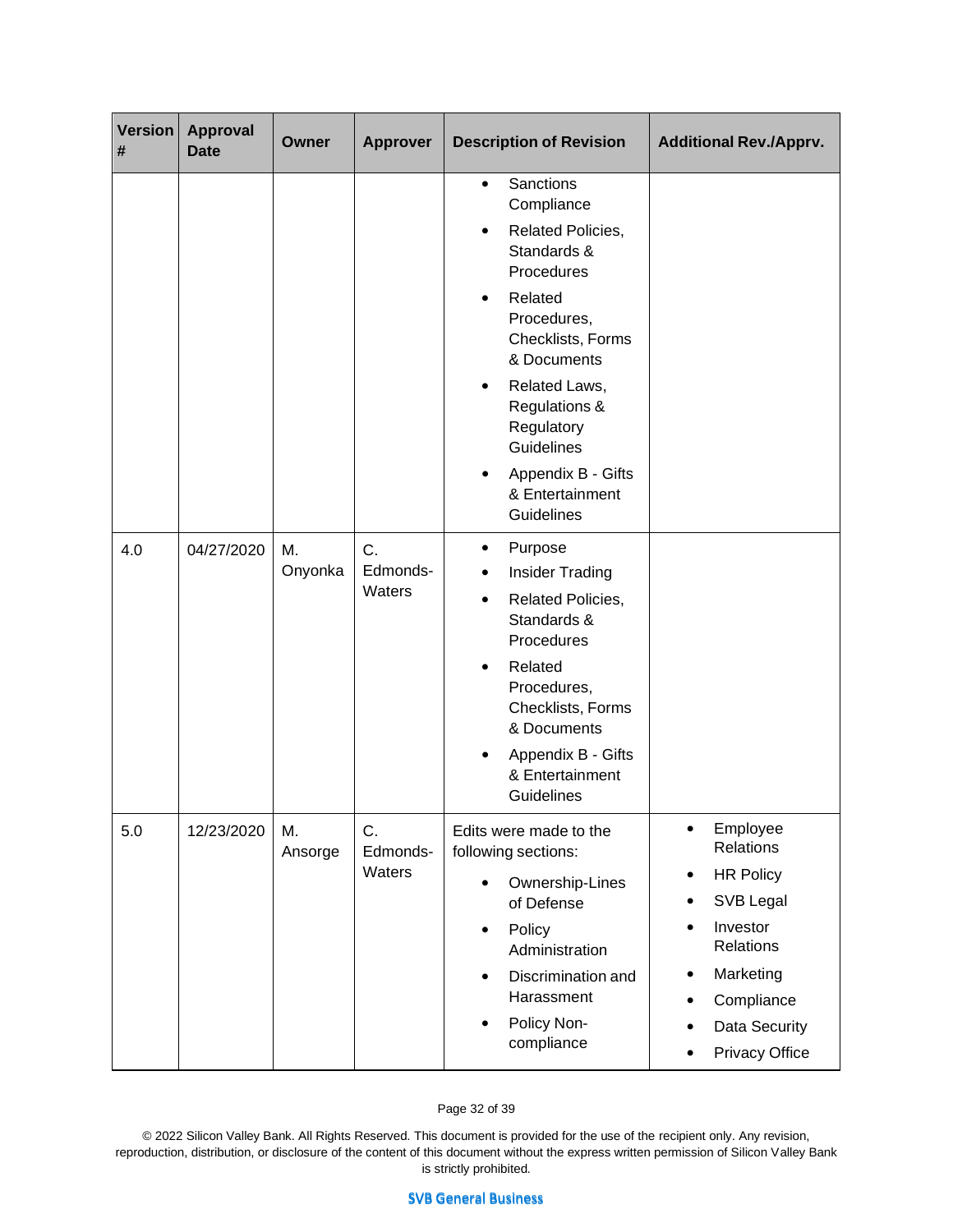| Version # | Approval Date | Owner | Approver | Description of Revision | Additional Rev./Apprv. |
|---|---|---|---|---|---|
| | | | | • Sanctions Compliance<br>• Related Policies, Standards & Procedures<br>• Related Procedures, Checklists, Forms & Documents<br>• Related Laws, Regulations & Regulatory Guidelines<br>• Appendix B - Gifts & Entertainment Guidelines | |
| 4.0 | 04/27/2020 | M. Onyonka | C. Edmonds-Waters | • Purpose<br>• Insider Trading<br>• Related Policies, Standards & Procedures<br>• Related Procedures, Checklists, Forms & Documents<br>• Appendix B - Gifts & Entertainment Guidelines | |
| 5.0 | 12/23/2020 | M. Ansorge | C. Edmonds-Waters | Edits were made to the following sections:<br>• Ownership-Lines of Defense<br>• Policy Administration<br>• Discrimination and Harassment<br>• Policy Non-compliance | • Employee Relations<br>• HR Policy<br>• SVB Legal<br>• Investor Relations<br>• Marketing<br>• Compliance<br>• Data Security<br>• Privacy Office |

© 2022 Silicon Valley Bank. All Rights Reserved. This document is provided for the use of the recipient only. Any revision, reproduction, distribution, or disclosure of the content of this document without the express written permission of Silicon Valley Bank is strictly prohibited.

SVB General Business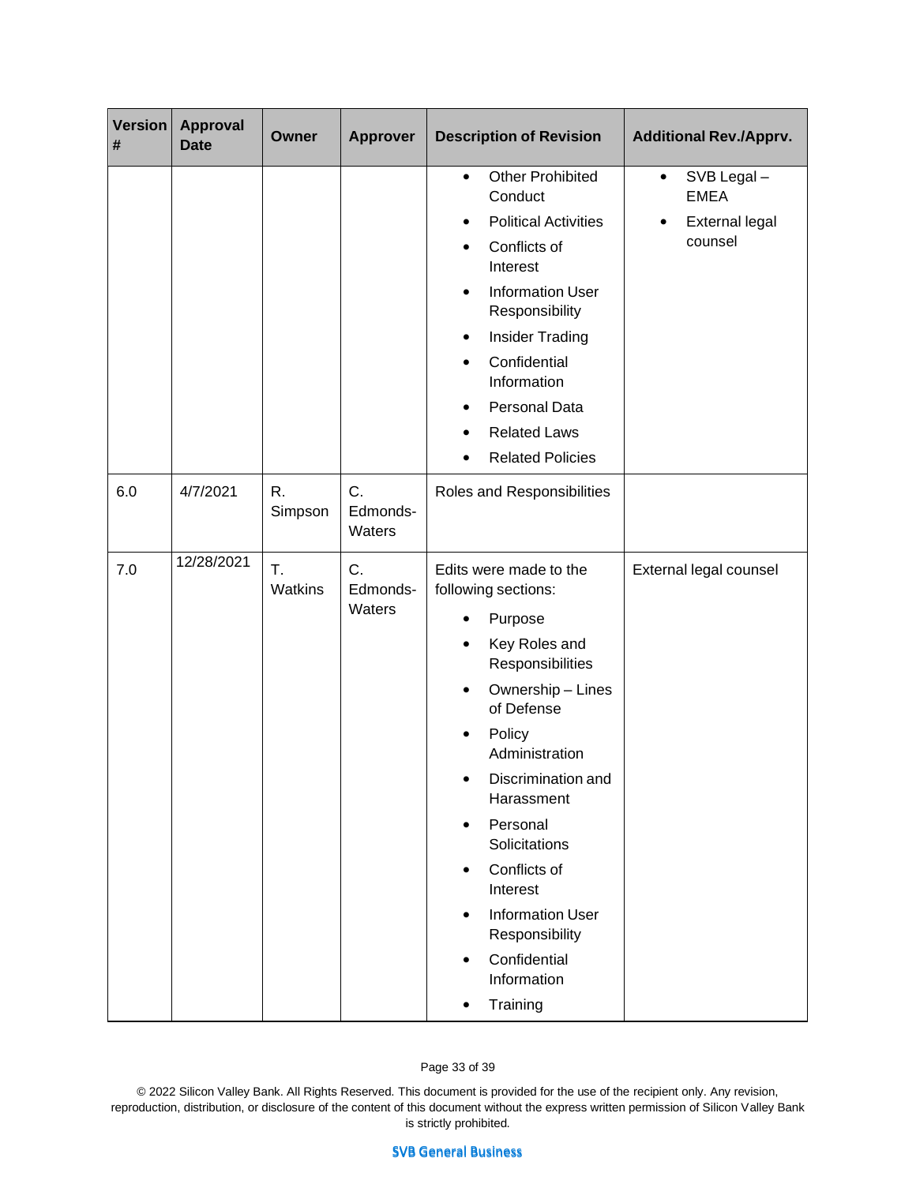| Version # | Approval Date | Owner | Approver | Description of Revision | Additional Rev./Apprv. |
|---|---|---|---|---|---|
| | | | | • Other Prohibited Conduct<br>• Political Activities<br>• Conflicts of Interest<br>• Information User Responsibility<br>• Insider Trading<br>• Confidential Information<br>• Personal Data<br>• Related Laws<br>• Related Policies | • SVB Legal – EMEA<br>• External legal counsel |
| 6.0 | 4/7/2021 | R. Simpson | C. Edmonds-Waters | Roles and Responsibilities | |
| 7.0 | 12/28/2021 | T. Watkins | C. Edmonds-Waters | Edits were made to the following sections:<br>• Purpose<br>• Key Roles and Responsibilities<br>• Ownership – Lines of Defense<br>• Policy Administration<br>• Discrimination and Harassment<br>• Personal Solicitations<br>• Conflicts of Interest<br>• Information User Responsibility<br>• Confidential Information<br>• Training | External legal counsel |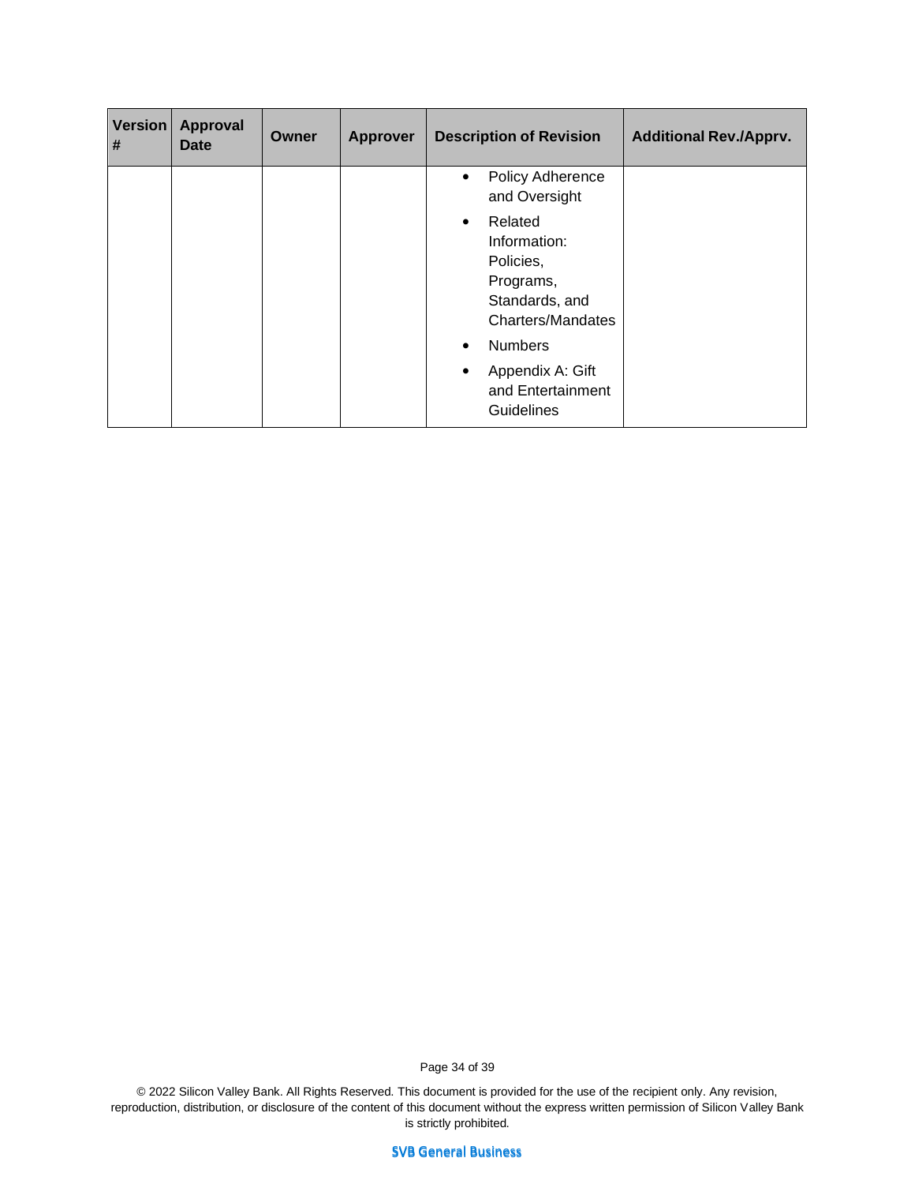| Version # | Approval Date | Owner | Approver | Description of Revision | Additional Rev./Apprv. |
|---|---|---|---|---|---|
| | | | | • Policy Adherence and Oversight<br>• Related Information: Policies, Programs, Standards, and Charters/Mandates<br>• Numbers<br>• Appendix A: Gift and Entertainment Guidelines | |

© 2022 Silicon Valley Bank. All Rights Reserved. This document is provided for the use of the recipient only. Any revision, reproduction, distribution, or disclosure of the content of this document without the express written permission of Silicon Valley Bank is strictly prohibited.

SVB General Business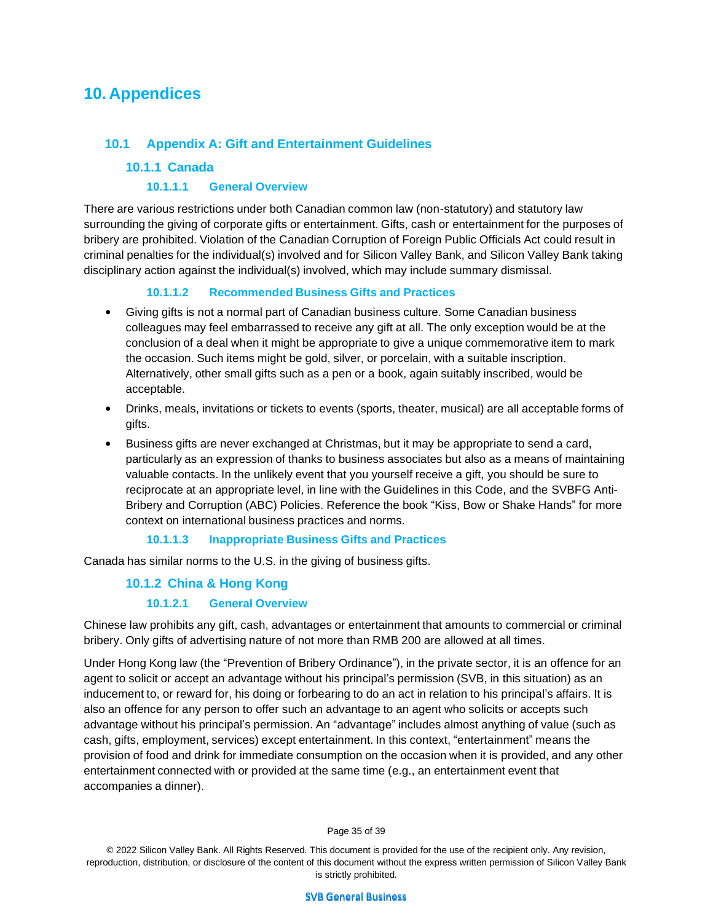# 10. Appendices

## 10.1 Appendix A: Gift and Entertainment Guidelines

### 10.1.1 Canada

#### 10.1.1.1 General Overview

There are various restrictions under both Canadian common law (non-statutory) and statutory law surrounding the giving of corporate gifts or entertainment. Gifts, cash or entertainment for the purposes of bribery are prohibited. Violation of the Canadian Corruption of Foreign Public Officials Act could result in criminal penalties for the individual(s) involved and for Silicon Valley Bank, and Silicon Valley Bank taking disciplinary action against the individual(s) involved, which may include summary dismissal.

#### 10.1.1.2 Recommended Business Gifts and Practices

- Giving gifts is not a normal part of Canadian business culture. Some Canadian business colleagues may feel embarrassed to receive any gift at all. The only exception would be at the conclusion of a deal when it might be appropriate to give a unique commemorative item to mark the occasion. Such items might be gold, silver, or porcelain, with a suitable inscription. Alternatively, other small gifts such as a pen or a book, again suitably inscribed, would be acceptable.
- Drinks, meals, invitations or tickets to events (sports, theater, musical) are all acceptable forms of gifts.
- Business gifts are never exchanged at Christmas, but it may be appropriate to send a card, particularly as an expression of thanks to business associates but also as a means of maintaining valuable contacts. In the unlikely event that you yourself receive a gift, you should be sure to reciprocate at an appropriate level, in line with the Guidelines in this Code, and the SVBFG Anti-Bribery and Corruption (ABC) Policies. Reference the book "Kiss, Bow or Shake Hands" for more context on international business practices and norms.

#### 10.1.1.3 Inappropriate Business Gifts and Practices

Canada has similar norms to the U.S. in the giving of business gifts.

### 10.1.2 China & Hong Kong

#### 10.1.2.1 General Overview

Chinese law prohibits any gift, cash, advantages or entertainment that amounts to commercial or criminal bribery. Only gifts of advertising nature of not more than RMB 200 are allowed at all times.

Under Hong Kong law (the "Prevention of Bribery Ordinance"), in the private sector, it is an offence for an agent to solicit or accept an advantage without his principal's permission (SVB, in this situation) as an inducement to, or reward for, his doing or forbearing to do an act in relation to his principal's affairs. It is also an offence for any person to offer such an advantage to an agent who solicits or accepts such advantage without his principal's permission. An "advantage" includes almost anything of value (such as cash, gifts, employment, services) except entertainment. In this context, "entertainment" means the provision of food and drink for immediate consumption on the occasion when it is provided, and any other entertainment connected with or provided at the same time (e.g., an entertainment event that accompanies a dinner).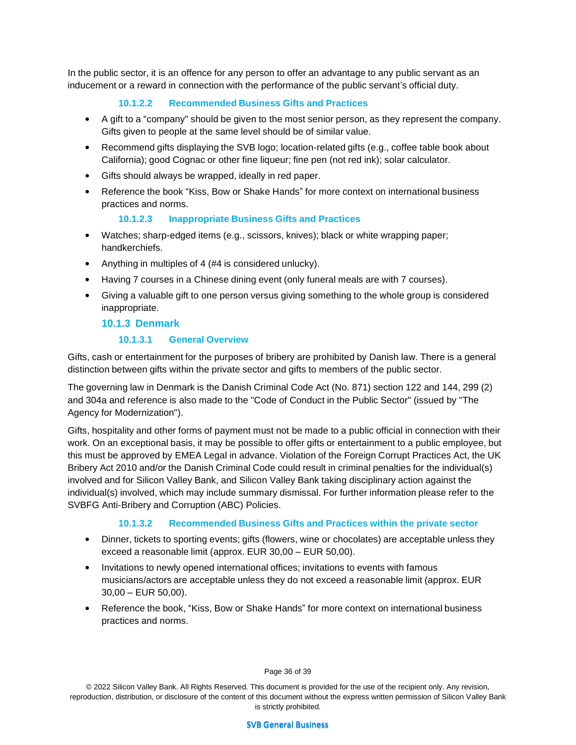In the public sector, it is an offence for any person to offer an advantage to any public servant as an inducement or a reward in connection with the performance of the public servant's official duty.

#### 10.1.2.2 Recommended Business Gifts and Practices

- A gift to a "company" should be given to the most senior person, as they represent the company. Gifts given to people at the same level should be of similar value.
- Recommend gifts displaying the SVB logo; location-related gifts (e.g., coffee table book about California); good Cognac or other fine liqueur; fine pen (not red ink); solar calculator.
- Gifts should always be wrapped, ideally in red paper.
- Reference the book "Kiss, Bow or Shake Hands" for more context on international business practices and norms.

#### 10.1.2.3 Inappropriate Business Gifts and Practices

- Watches; sharp-edged items (e.g., scissors, knives); black or white wrapping paper; handkerchiefs.
- Anything in multiples of 4 (#4 is considered unlucky).
- Having 7 courses in a Chinese dining event (only funeral meals are with 7 courses).
- Giving a valuable gift to one person versus giving something to the whole group is considered inappropriate.

### 10.1.3 Denmark

#### 10.1.3.1 General Overview

Gifts, cash or entertainment for the purposes of bribery are prohibited by Danish law. There is a general distinction between gifts within the private sector and gifts to members of the public sector.

The governing law in Denmark is the Danish Criminal Code Act (No. 871) section 122 and 144, 299 (2) and 304a and reference is also made to the "Code of Conduct in the Public Sector" (issued by "The Agency for Modernization").

Gifts, hospitality and other forms of payment must not be made to a public official in connection with their work. On an exceptional basis, it may be possible to offer gifts or entertainment to a public employee, but this must be approved by EMEA Legal in advance. Violation of the Foreign Corrupt Practices Act, the UK Bribery Act 2010 and/or the Danish Criminal Code could result in criminal penalties for the individual(s) involved and for Silicon Valley Bank, and Silicon Valley Bank taking disciplinary action against the individual(s) involved, which may include summary dismissal. For further information please refer to the SVBFG Anti-Bribery and Corruption (ABC) Policies.

#### 10.1.3.2 Recommended Business Gifts and Practices within the private sector

- Dinner, tickets to sporting events; gifts (flowers, wine or chocolates) are acceptable unless they exceed a reasonable limit (approx. EUR 30,00 – EUR 50,00).
- Invitations to newly opened international offices; invitations to events with famous musicians/actors are acceptable unless they do not exceed a reasonable limit (approx. EUR 30,00 – EUR 50,00).
- Reference the book, "Kiss, Bow or Shake Hands" for more context on international business practices and norms.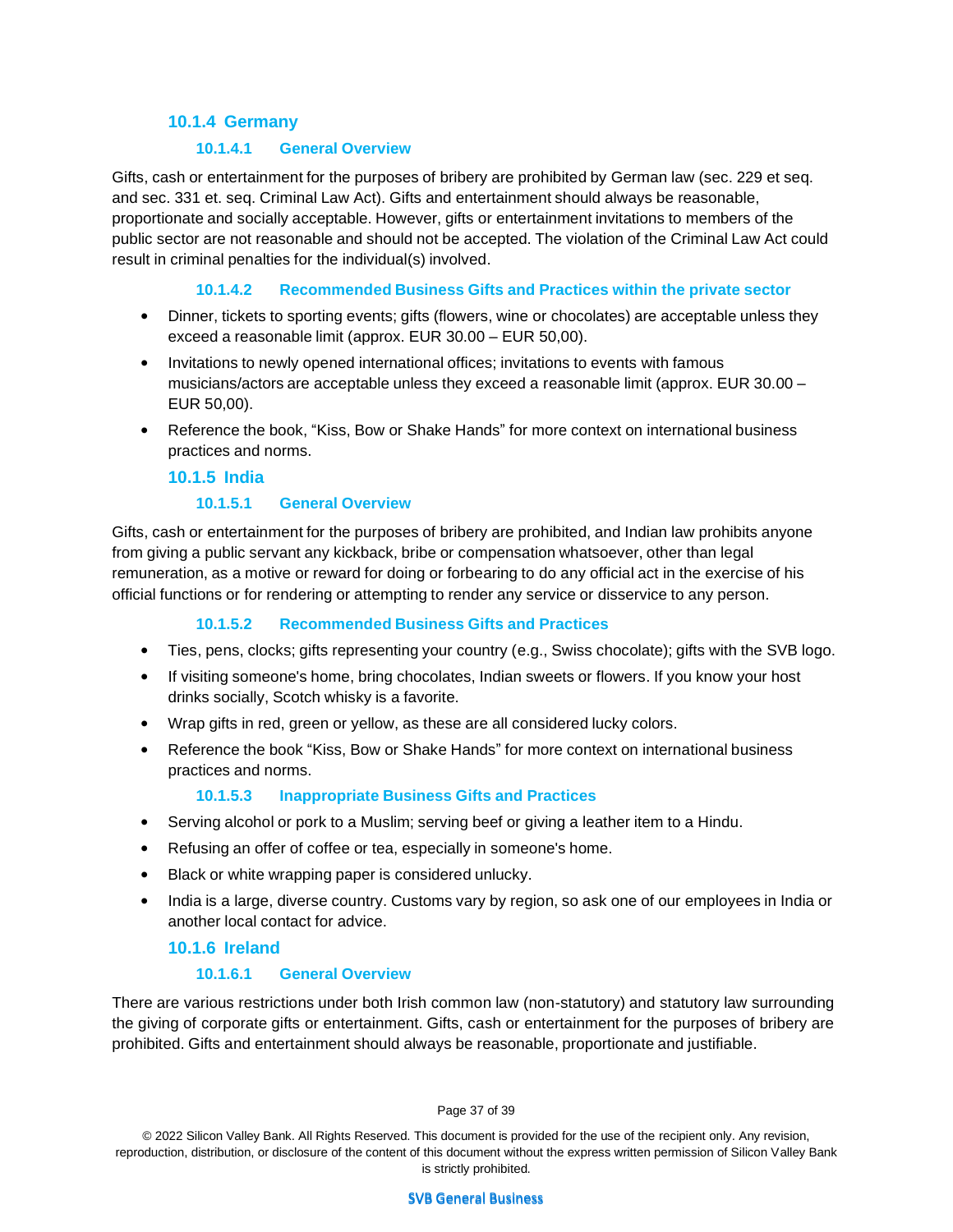### 10.1.4 Germany

#### 10.1.4.1 General Overview

Gifts, cash or entertainment for the purposes of bribery are prohibited by German law (sec. 229 et seq. and sec. 331 et. seq. Criminal Law Act). Gifts and entertainment should always be reasonable, proportionate and socially acceptable. However, gifts or entertainment invitations to members of the public sector are not reasonable and should not be accepted. The violation of the Criminal Law Act could result in criminal penalties for the individual(s) involved.

#### 10.1.4.2 Recommended Business Gifts and Practices within the private sector

- Dinner, tickets to sporting events; gifts (flowers, wine or chocolates) are acceptable unless they exceed a reasonable limit (approx. EUR 30.00 – EUR 50,00).
- Invitations to newly opened international offices; invitations to events with famous musicians/actors are acceptable unless they exceed a reasonable limit (approx. EUR 30.00 – EUR 50,00).
- Reference the book, "Kiss, Bow or Shake Hands" for more context on international business practices and norms.

### 10.1.5 India

#### 10.1.5.1 General Overview

Gifts, cash or entertainment for the purposes of bribery are prohibited, and Indian law prohibits anyone from giving a public servant any kickback, bribe or compensation whatsoever, other than legal remuneration, as a motive or reward for doing or forbearing to do any official act in the exercise of his official functions or for rendering or attempting to render any service or disservice to any person.

#### 10.1.5.2 Recommended Business Gifts and Practices

- Ties, pens, clocks; gifts representing your country (e.g., Swiss chocolate); gifts with the SVB logo.
- If visiting someone's home, bring chocolates, Indian sweets or flowers. If you know your host drinks socially, Scotch whisky is a favorite.
- Wrap gifts in red, green or yellow, as these are all considered lucky colors.
- Reference the book "Kiss, Bow or Shake Hands" for more context on international business practices and norms.

#### 10.1.5.3 Inappropriate Business Gifts and Practices

- Serving alcohol or pork to a Muslim; serving beef or giving a leather item to a Hindu.
- Refusing an offer of coffee or tea, especially in someone's home.
- Black or white wrapping paper is considered unlucky.
- India is a large, diverse country. Customs vary by region, so ask one of our employees in India or another local contact for advice.

### 10.1.6 Ireland

#### 10.1.6.1 General Overview

There are various restrictions under both Irish common law (non-statutory) and statutory law surrounding the giving of corporate gifts or entertainment. Gifts, cash or entertainment for the purposes of bribery are prohibited. Gifts and entertainment should always be reasonable, proportionate and justifiable.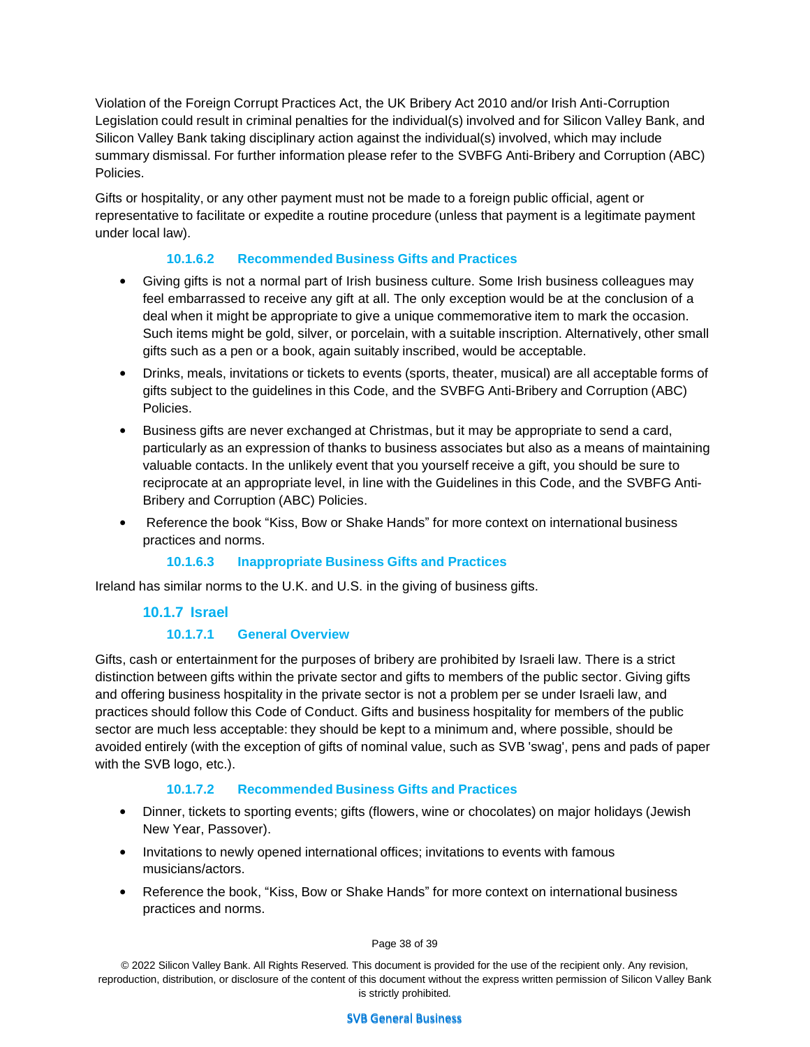Violation of the Foreign Corrupt Practices Act, the UK Bribery Act 2010 and/or Irish Anti-Corruption Legislation could result in criminal penalties for the individual(s) involved and for Silicon Valley Bank, and Silicon Valley Bank taking disciplinary action against the individual(s) involved, which may include summary dismissal. For further information please refer to the SVBFG Anti-Bribery and Corruption (ABC) Policies.

Gifts or hospitality, or any other payment must not be made to a foreign public official, agent or representative to facilitate or expedite a routine procedure (unless that payment is a legitimate payment under local law).

#### 10.1.6.2 Recommended Business Gifts and Practices

- Giving gifts is not a normal part of Irish business culture. Some Irish business colleagues may feel embarrassed to receive any gift at all. The only exception would be at the conclusion of a deal when it might be appropriate to give a unique commemorative item to mark the occasion. Such items might be gold, silver, or porcelain, with a suitable inscription. Alternatively, other small gifts such as a pen or a book, again suitably inscribed, would be acceptable.
- Drinks, meals, invitations or tickets to events (sports, theater, musical) are all acceptable forms of gifts subject to the guidelines in this Code, and the SVBFG Anti-Bribery and Corruption (ABC) Policies.
- Business gifts are never exchanged at Christmas, but it may be appropriate to send a card, particularly as an expression of thanks to business associates but also as a means of maintaining valuable contacts. In the unlikely event that you yourself receive a gift, you should be sure to reciprocate at an appropriate level, in line with the Guidelines in this Code, and the SVBFG Anti-Bribery and Corruption (ABC) Policies.
- Reference the book "Kiss, Bow or Shake Hands" for more context on international business practices and norms.

#### 10.1.6.3 Inappropriate Business Gifts and Practices

Ireland has similar norms to the U.K. and U.S. in the giving of business gifts.

### 10.1.7 Israel

#### 10.1.7.1 General Overview

Gifts, cash or entertainment for the purposes of bribery are prohibited by Israeli law. There is a strict distinction between gifts within the private sector and gifts to members of the public sector. Giving gifts and offering business hospitality in the private sector is not a problem per se under Israeli law, and practices should follow this Code of Conduct. Gifts and business hospitality for members of the public sector are much less acceptable: they should be kept to a minimum and, where possible, should be avoided entirely (with the exception of gifts of nominal value, such as SVB 'swag', pens and pads of paper with the SVB logo, etc.).

#### 10.1.7.2 Recommended Business Gifts and Practices

- Dinner, tickets to sporting events; gifts (flowers, wine or chocolates) on major holidays (Jewish New Year, Passover).
- Invitations to newly opened international offices; invitations to events with famous musicians/actors.
- Reference the book, "Kiss, Bow or Shake Hands" for more context on international business practices and norms.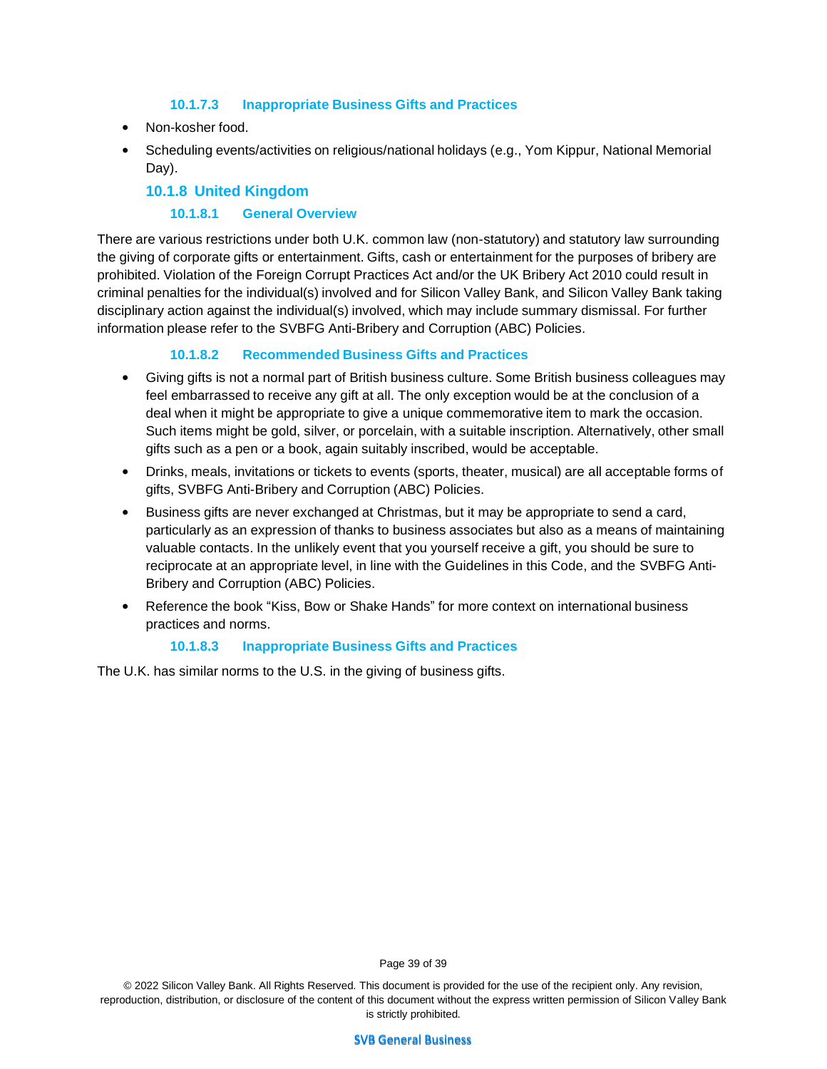#### 10.1.7.3 Inappropriate Business Gifts and Practices

- Non-kosher food.
- Scheduling events/activities on religious/national holidays (e.g., Yom Kippur, National Memorial Day).

### 10.1.8 United Kingdom

#### 10.1.8.1 General Overview

There are various restrictions under both U.K. common law (non-statutory) and statutory law surrounding the giving of corporate gifts or entertainment. Gifts, cash or entertainment for the purposes of bribery are prohibited. Violation of the Foreign Corrupt Practices Act and/or the UK Bribery Act 2010 could result in criminal penalties for the individual(s) involved and for Silicon Valley Bank, and Silicon Valley Bank taking disciplinary action against the individual(s) involved, which may include summary dismissal. For further information please refer to the SVBFG Anti-Bribery and Corruption (ABC) Policies.

#### 10.1.8.2 Recommended Business Gifts and Practices

- Giving gifts is not a normal part of British business culture. Some British business colleagues may feel embarrassed to receive any gift at all. The only exception would be at the conclusion of a deal when it might be appropriate to give a unique commemorative item to mark the occasion. Such items might be gold, silver, or porcelain, with a suitable inscription. Alternatively, other small gifts such as a pen or a book, again suitably inscribed, would be acceptable.
- Drinks, meals, invitations or tickets to events (sports, theater, musical) are all acceptable forms of gifts, SVBFG Anti-Bribery and Corruption (ABC) Policies.
- Business gifts are never exchanged at Christmas, but it may be appropriate to send a card, particularly as an expression of thanks to business associates but also as a means of maintaining valuable contacts. In the unlikely event that you yourself receive a gift, you should be sure to reciprocate at an appropriate level, in line with the Guidelines in this Code, and the SVBFG Anti-Bribery and Corruption (ABC) Policies.
- Reference the book "Kiss, Bow or Shake Hands" for more context on international business practices and norms.

#### 10.1.8.3 Inappropriate Business Gifts and Practices

The U.K. has similar norms to the U.S. in the giving of business gifts.